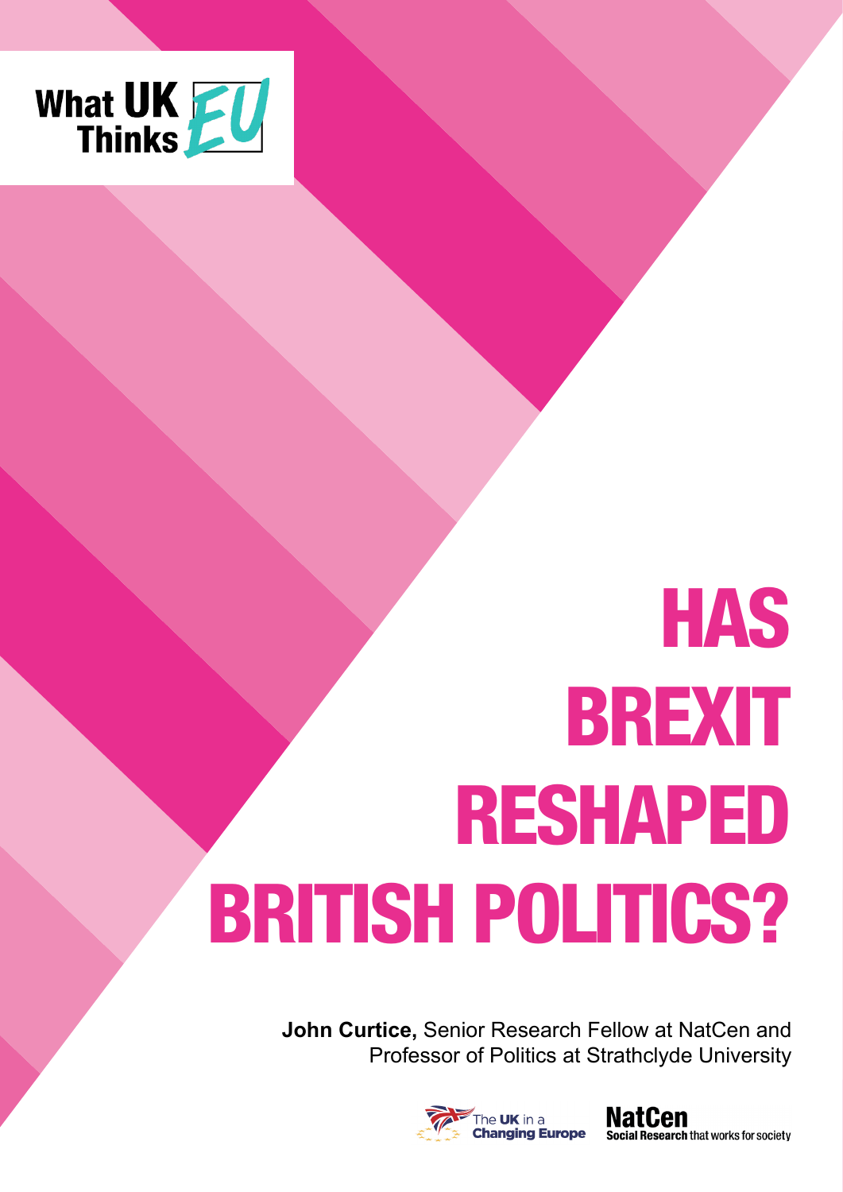What UK Thinks EU

# HAS BREXIT RESHAPED BRITISH POLITICS?

**John Curtice,** Senior Research Fellow at NatCen and Professor of Politics at Strathclyde University

The UK in a Changing Europe

NatCen Social Research that works for society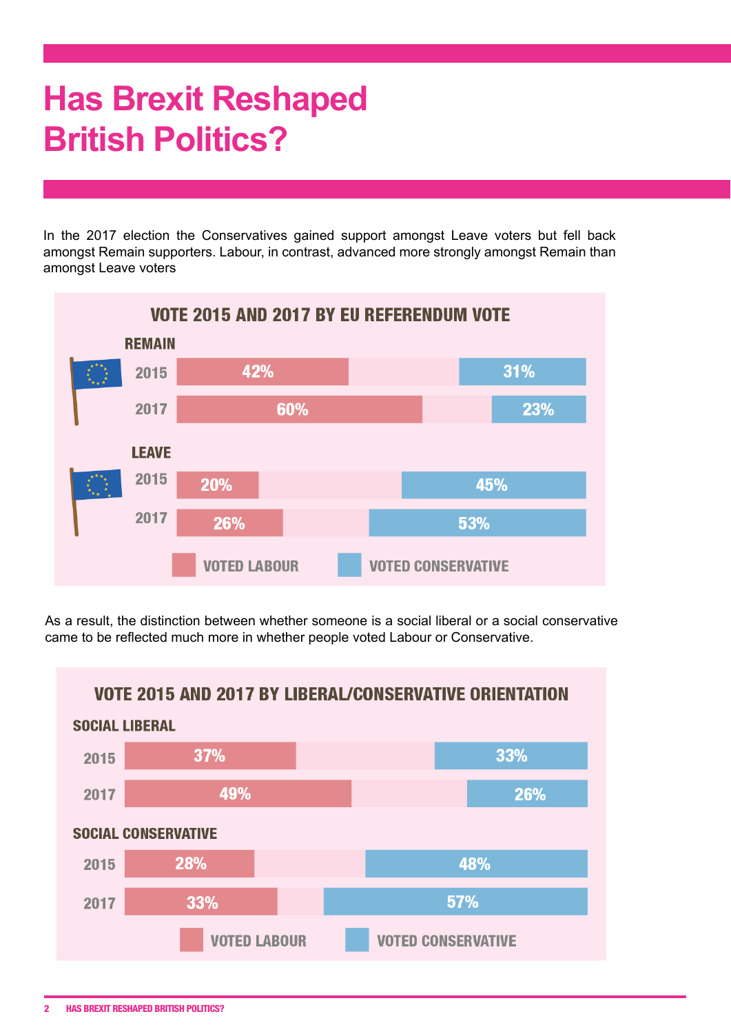# Has Brexit Reshaped British Politics?

In the 2017 election the Conservatives gained support amongst Leave voters but fell back amongst Remain supporters. Labour, in contrast, advanced more strongly amongst Remain than amongst Leave voters

**VOTE 2015 AND 2017 BY EU REFERENDUM VOTE**

| | | Voted Labour | Voted Conservative |
|---|---|---|---|
| REMAIN | 2015 | 42% | 31% |
| | 2017 | 60% | 23% |
| LEAVE | 2015 | 20% | 45% |
| | 2017 | 26% | 53% |

As a result, the distinction between whether someone is a social liberal or a social conservative came to be reflected much more in whether people voted Labour or Conservative.

**VOTE 2015 AND 2017 BY LIBERAL/CONSERVATIVE ORIENTATION**

| | | Voted Labour | Voted Conservative |
|---|---|---|---|
| SOCIAL LIBERAL | 2015 | 37% | 33% |
| | 2017 | 49% | 26% |
| SOCIAL CONSERVATIVE | 2015 | 28% | 48% |
| | 2017 | 33% | 57% |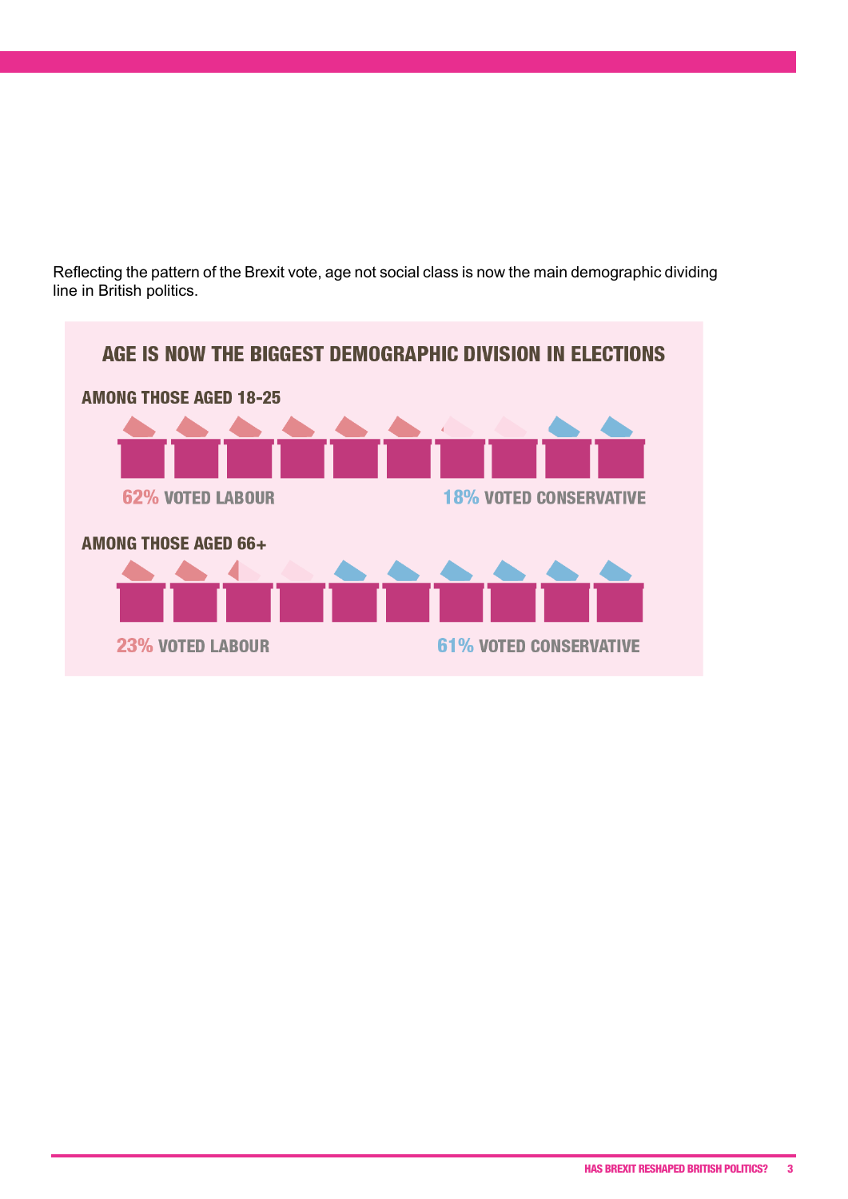Reflecting the pattern of the Brexit vote, age not social class is now the main demographic dividing line in British politics.

## AGE IS NOW THE BIGGEST DEMOGRAPHIC DIVISION IN ELECTIONS

### AMONG THOSE AGED 18-25

62% VOTED LABOUR

18% VOTED CONSERVATIVE

### AMONG THOSE AGED 66+

23% VOTED LABOUR

61% VOTED CONSERVATIVE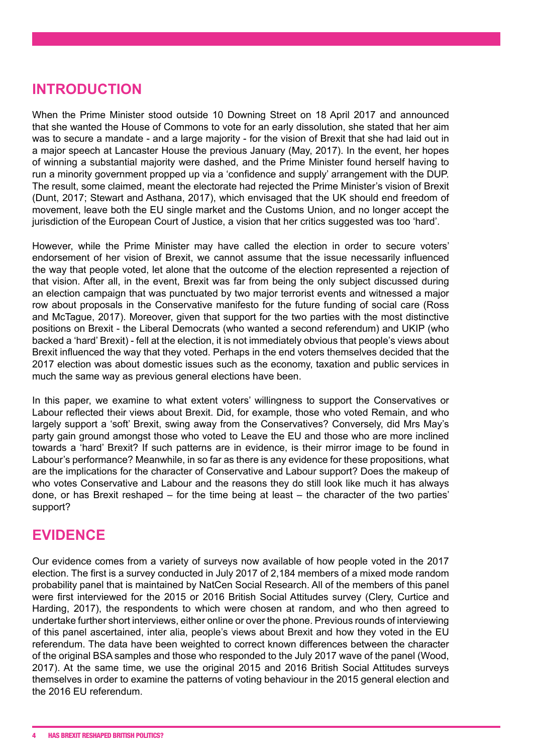## INTRODUCTION

When the Prime Minister stood outside 10 Downing Street on 18 April 2017 and announced that she wanted the House of Commons to vote for an early dissolution, she stated that her aim was to secure a mandate - and a large majority - for the vision of Brexit that she had laid out in a major speech at Lancaster House the previous January (May, 2017). In the event, her hopes of winning a substantial majority were dashed, and the Prime Minister found herself having to run a minority government propped up via a 'confidence and supply' arrangement with the DUP. The result, some claimed, meant the electorate had rejected the Prime Minister's vision of Brexit (Dunt, 2017; Stewart and Asthana, 2017), which envisaged that the UK should end freedom of movement, leave both the EU single market and the Customs Union, and no longer accept the jurisdiction of the European Court of Justice, a vision that her critics suggested was too 'hard'.

However, while the Prime Minister may have called the election in order to secure voters' endorsement of her vision of Brexit, we cannot assume that the issue necessarily influenced the way that people voted, let alone that the outcome of the election represented a rejection of that vision. After all, in the event, Brexit was far from being the only subject discussed during an election campaign that was punctuated by two major terrorist events and witnessed a major row about proposals in the Conservative manifesto for the future funding of social care (Ross and McTague, 2017). Moreover, given that support for the two parties with the most distinctive positions on Brexit - the Liberal Democrats (who wanted a second referendum) and UKIP (who backed a 'hard' Brexit) - fell at the election, it is not immediately obvious that people's views about Brexit influenced the way that they voted. Perhaps in the end voters themselves decided that the 2017 election was about domestic issues such as the economy, taxation and public services in much the same way as previous general elections have been.

In this paper, we examine to what extent voters' willingness to support the Conservatives or Labour reflected their views about Brexit. Did, for example, those who voted Remain, and who largely support a 'soft' Brexit, swing away from the Conservatives? Conversely, did Mrs May's party gain ground amongst those who voted to Leave the EU and those who are more inclined towards a 'hard' Brexit? If such patterns are in evidence, is their mirror image to be found in Labour's performance? Meanwhile, in so far as there is any evidence for these propositions, what are the implications for the character of Conservative and Labour support? Does the makeup of who votes Conservative and Labour and the reasons they do still look like much it has always done, or has Brexit reshaped – for the time being at least – the character of the two parties' support?

## EVIDENCE

Our evidence comes from a variety of surveys now available of how people voted in the 2017 election. The first is a survey conducted in July 2017 of 2,184 members of a mixed mode random probability panel that is maintained by NatCen Social Research. All of the members of this panel were first interviewed for the 2015 or 2016 British Social Attitudes survey (Clery, Curtice and Harding, 2017), the respondents to which were chosen at random, and who then agreed to undertake further short interviews, either online or over the phone. Previous rounds of interviewing of this panel ascertained, inter alia, people's views about Brexit and how they voted in the EU referendum. The data have been weighted to correct known differences between the character of the original BSA samples and those who responded to the July 2017 wave of the panel (Wood, 2017). At the same time, we use the original 2015 and 2016 British Social Attitudes surveys themselves in order to examine the patterns of voting behaviour in the 2015 general election and the 2016 EU referendum.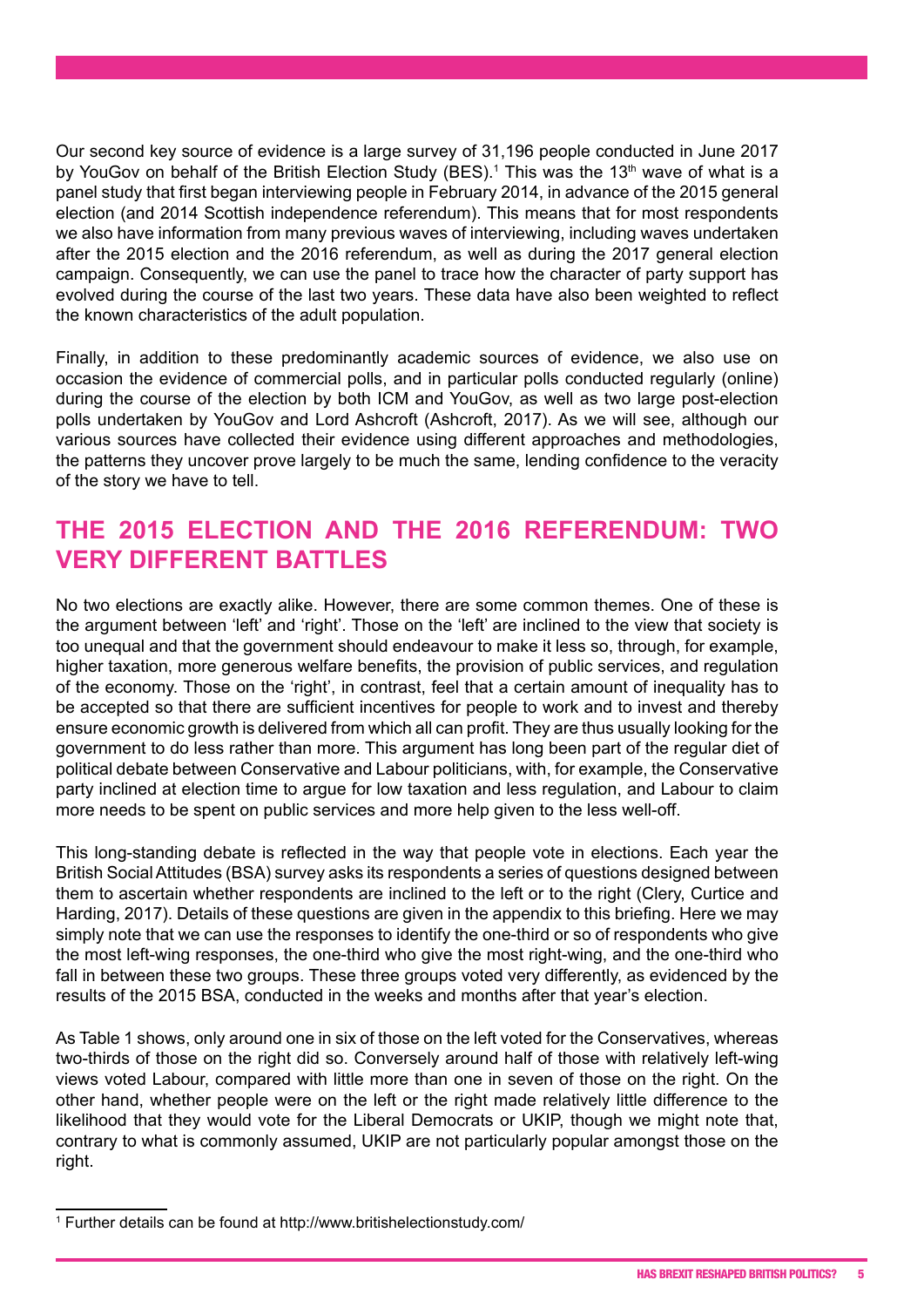Our second key source of evidence is a large survey of 31,196 people conducted in June 2017 by YouGov on behalf of the British Election Study (BES).[1] This was the 13th wave of what is a panel study that first began interviewing people in February 2014, in advance of the 2015 general election (and 2014 Scottish independence referendum). This means that for most respondents we also have information from many previous waves of interviewing, including waves undertaken after the 2015 election and the 2016 referendum, as well as during the 2017 general election campaign. Consequently, we can use the panel to trace how the character of party support has evolved during the course of the last two years. These data have also been weighted to reflect the known characteristics of the adult population.

Finally, in addition to these predominantly academic sources of evidence, we also use on occasion the evidence of commercial polls, and in particular polls conducted regularly (online) during the course of the election by both ICM and YouGov, as well as two large post-election polls undertaken by YouGov and Lord Ashcroft (Ashcroft, 2017). As we will see, although our various sources have collected their evidence using different approaches and methodologies, the patterns they uncover prove largely to be much the same, lending confidence to the veracity of the story we have to tell.

## THE 2015 ELECTION AND THE 2016 REFERENDUM: TWO VERY DIFFERENT BATTLES

No two elections are exactly alike. However, there are some common themes. One of these is the argument between 'left' and 'right'. Those on the 'left' are inclined to the view that society is too unequal and that the government should endeavour to make it less so, through, for example, higher taxation, more generous welfare benefits, the provision of public services, and regulation of the economy. Those on the 'right', in contrast, feel that a certain amount of inequality has to be accepted so that there are sufficient incentives for people to work and to invest and thereby ensure economic growth is delivered from which all can profit. They are thus usually looking for the government to do less rather than more. This argument has long been part of the regular diet of political debate between Conservative and Labour politicians, with, for example, the Conservative party inclined at election time to argue for low taxation and less regulation, and Labour to claim more needs to be spent on public services and more help given to the less well-off.

This long-standing debate is reflected in the way that people vote in elections. Each year the British Social Attitudes (BSA) survey asks its respondents a series of questions designed between them to ascertain whether respondents are inclined to the left or to the right (Clery, Curtice and Harding, 2017). Details of these questions are given in the appendix to this briefing. Here we may simply note that we can use the responses to identify the one-third or so of respondents who give the most left-wing responses, the one-third who give the most right-wing, and the one-third who fall in between these two groups. These three groups voted very differently, as evidenced by the results of the 2015 BSA, conducted in the weeks and months after that year's election.

As Table 1 shows, only around one in six of those on the left voted for the Conservatives, whereas two-thirds of those on the right did so. Conversely around half of those with relatively left-wing views voted Labour, compared with little more than one in seven of those on the right. On the other hand, whether people were on the left or the right made relatively little difference to the likelihood that they would vote for the Liberal Democrats or UKIP, though we might note that, contrary to what is commonly assumed, UKIP are not particularly popular amongst those on the right.

---

[1] Further details can be found at http://www.britishelectionstudy.com/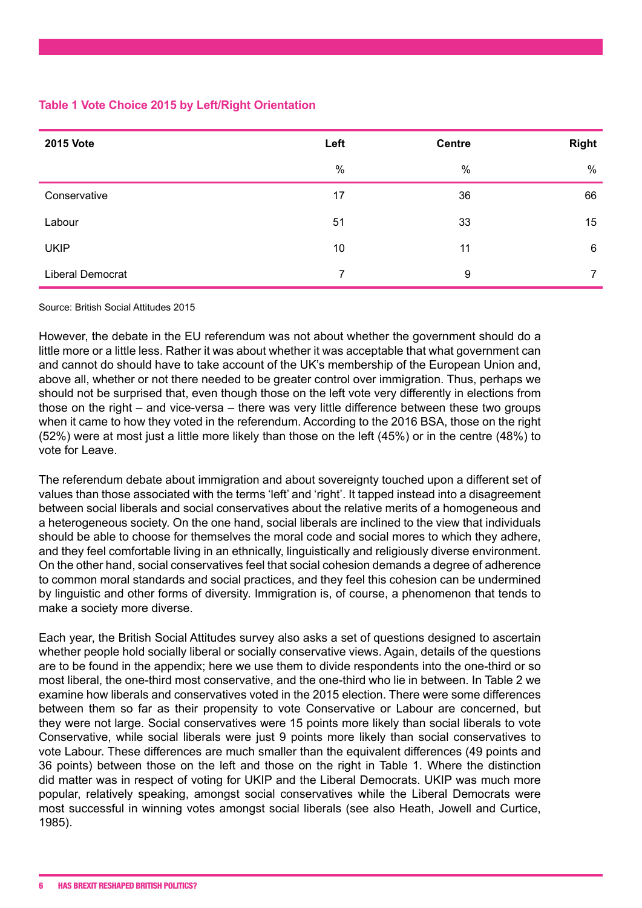**Table 1 Vote Choice 2015 by Left/Right Orientation**

| 2015 Vote | Left | Centre | Right |
|---|---|---|---|
| | % | % | % |
| Conservative | 17 | 36 | 66 |
| Labour | 51 | 33 | 15 |
| UKIP | 10 | 11 | 6 |
| Liberal Democrat | 7 | 9 | 7 |

Source: British Social Attitudes 2015

However, the debate in the EU referendum was not about whether the government should do a little more or a little less. Rather it was about whether it was acceptable that what government can and cannot do should have to take account of the UK's membership of the European Union and, above all, whether or not there needed to be greater control over immigration. Thus, perhaps we should not be surprised that, even though those on the left vote very differently in elections from those on the right – and vice-versa – there was very little difference between these two groups when it came to how they voted in the referendum. According to the 2016 BSA, those on the right (52%) were at most just a little more likely than those on the left (45%) or in the centre (48%) to vote for Leave.

The referendum debate about immigration and about sovereignty touched upon a different set of values than those associated with the terms 'left' and 'right'. It tapped instead into a disagreement between social liberals and social conservatives about the relative merits of a homogeneous and a heterogeneous society. On the one hand, social liberals are inclined to the view that individuals should be able to choose for themselves the moral code and social mores to which they adhere, and they feel comfortable living in an ethnically, linguistically and religiously diverse environment. On the other hand, social conservatives feel that social cohesion demands a degree of adherence to common moral standards and social practices, and they feel this cohesion can be undermined by linguistic and other forms of diversity. Immigration is, of course, a phenomenon that tends to make a society more diverse.

Each year, the British Social Attitudes survey also asks a set of questions designed to ascertain whether people hold socially liberal or socially conservative views. Again, details of the questions are to be found in the appendix; here we use them to divide respondents into the one-third or so most liberal, the one-third most conservative, and the one-third who lie in between. In Table 2 we examine how liberals and conservatives voted in the 2015 election. There were some differences between them so far as their propensity to vote Conservative or Labour are concerned, but they were not large. Social conservatives were 15 points more likely than social liberals to vote Conservative, while social liberals were just 9 points more likely than social conservatives to vote Labour. These differences are much smaller than the equivalent differences (49 points and 36 points) between those on the left and those on the right in Table 1. Where the distinction did matter was in respect of voting for UKIP and the Liberal Democrats. UKIP was much more popular, relatively speaking, amongst social conservatives while the Liberal Democrats were most successful in winning votes amongst social liberals (see also Heath, Jowell and Curtice, 1985).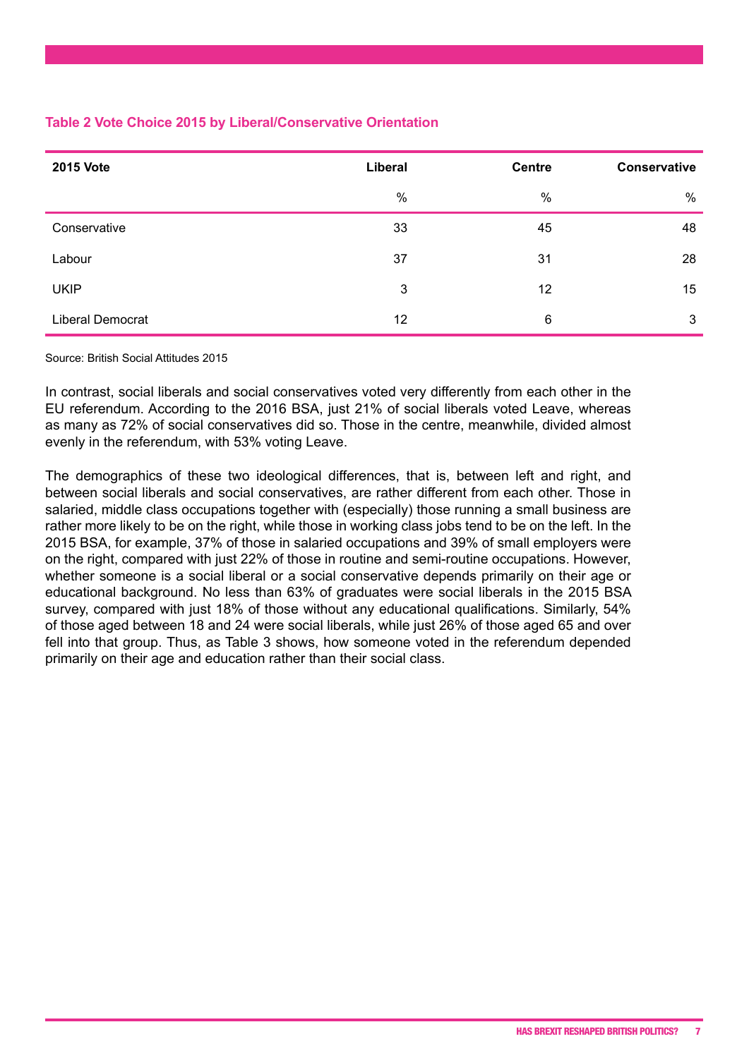**Table 2 Vote Choice 2015 by Liberal/Conservative Orientation**

| 2015 Vote | Liberal | Centre | Conservative |
|---|---|---|---|
| | % | % | % |
| Conservative | 33 | 45 | 48 |
| Labour | 37 | 31 | 28 |
| UKIP | 3 | 12 | 15 |
| Liberal Democrat | 12 | 6 | 3 |

Source: British Social Attitudes 2015

In contrast, social liberals and social conservatives voted very differently from each other in the EU referendum. According to the 2016 BSA, just 21% of social liberals voted Leave, whereas as many as 72% of social conservatives did so. Those in the centre, meanwhile, divided almost evenly in the referendum, with 53% voting Leave.

The demographics of these two ideological differences, that is, between left and right, and between social liberals and social conservatives, are rather different from each other. Those in salaried, middle class occupations together with (especially) those running a small business are rather more likely to be on the right, while those in working class jobs tend to be on the left. In the 2015 BSA, for example, 37% of those in salaried occupations and 39% of small employers were on the right, compared with just 22% of those in routine and semi-routine occupations. However, whether someone is a social liberal or a social conservative depends primarily on their age or educational background. No less than 63% of graduates were social liberals in the 2015 BSA survey, compared with just 18% of those without any educational qualifications. Similarly, 54% of those aged between 18 and 24 were social liberals, while just 26% of those aged 65 and over fell into that group. Thus, as Table 3 shows, how someone voted in the referendum depended primarily on their age and education rather than their social class.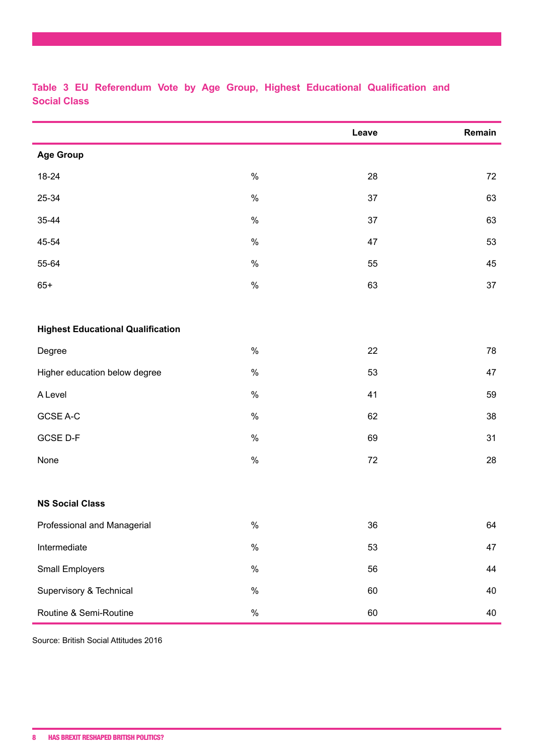**Table 3 EU Referendum Vote by Age Group, Highest Educational Qualification and Social Class**

| | | Leave | Remain |
|---|---|---|---|
| **Age Group** | | | |
| 18-24 | % | 28 | 72 |
| 25-34 | % | 37 | 63 |
| 35-44 | % | 37 | 63 |
| 45-54 | % | 47 | 53 |
| 55-64 | % | 55 | 45 |
| 65+ | % | 63 | 37 |
| **Highest Educational Qualification** | | | |
| Degree | % | 22 | 78 |
| Higher education below degree | % | 53 | 47 |
| A Level | % | 41 | 59 |
| GCSE A-C | % | 62 | 38 |
| GCSE D-F | % | 69 | 31 |
| None | % | 72 | 28 |
| **NS Social Class** | | | |
| Professional and Managerial | % | 36 | 64 |
| Intermediate | % | 53 | 47 |
| Small Employers | % | 56 | 44 |
| Supervisory & Technical | % | 60 | 40 |
| Routine & Semi-Routine | % | 60 | 40 |

Source: British Social Attitudes 2016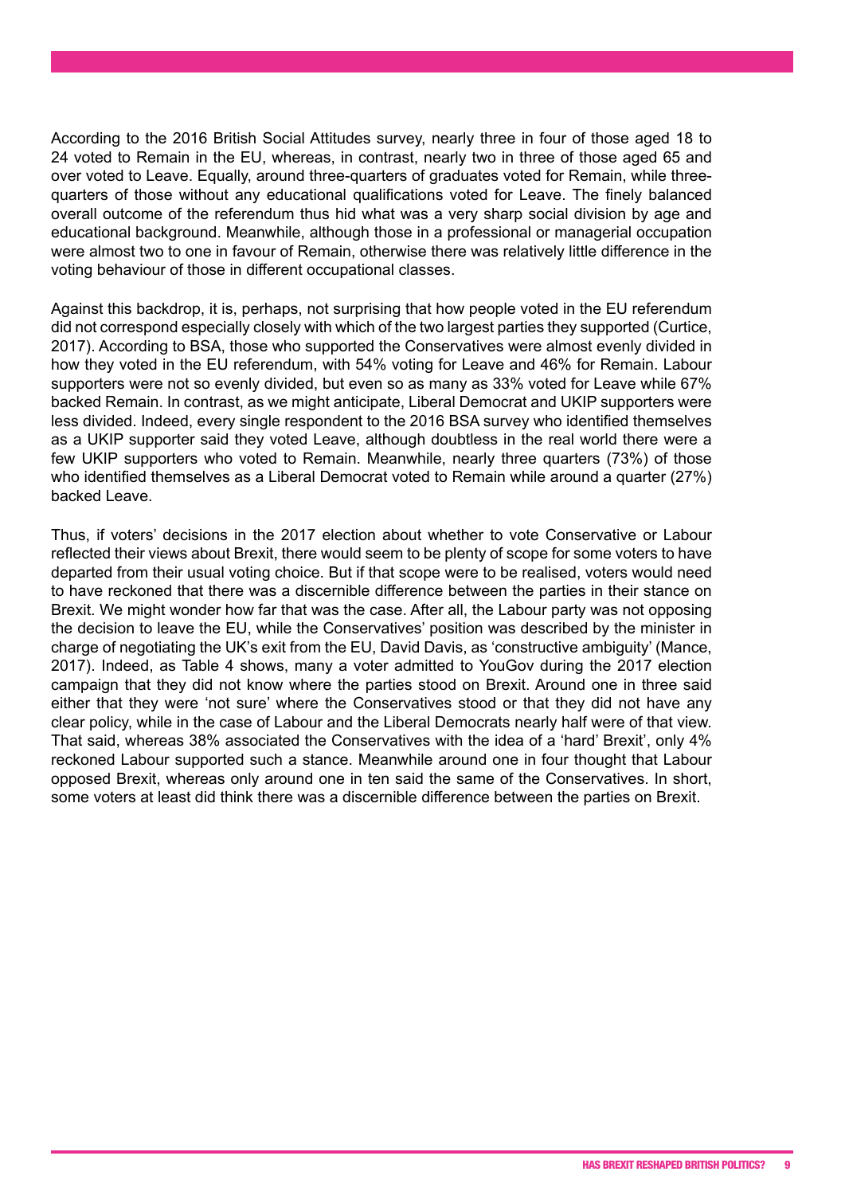According to the 2016 British Social Attitudes survey, nearly three in four of those aged 18 to 24 voted to Remain in the EU, whereas, in contrast, nearly two in three of those aged 65 and over voted to Leave. Equally, around three-quarters of graduates voted for Remain, while three-quarters of those without any educational qualifications voted for Leave. The finely balanced overall outcome of the referendum thus hid what was a very sharp social division by age and educational background. Meanwhile, although those in a professional or managerial occupation were almost two to one in favour of Remain, otherwise there was relatively little difference in the voting behaviour of those in different occupational classes.

Against this backdrop, it is, perhaps, not surprising that how people voted in the EU referendum did not correspond especially closely with which of the two largest parties they supported (Curtice, 2017). According to BSA, those who supported the Conservatives were almost evenly divided in how they voted in the EU referendum, with 54% voting for Leave and 46% for Remain. Labour supporters were not so evenly divided, but even so as many as 33% voted for Leave while 67% backed Remain. In contrast, as we might anticipate, Liberal Democrat and UKIP supporters were less divided. Indeed, every single respondent to the 2016 BSA survey who identified themselves as a UKIP supporter said they voted Leave, although doubtless in the real world there were a few UKIP supporters who voted to Remain. Meanwhile, nearly three quarters (73%) of those who identified themselves as a Liberal Democrat voted to Remain while around a quarter (27%) backed Leave.

Thus, if voters' decisions in the 2017 election about whether to vote Conservative or Labour reflected their views about Brexit, there would seem to be plenty of scope for some voters to have departed from their usual voting choice. But if that scope were to be realised, voters would need to have reckoned that there was a discernible difference between the parties in their stance on Brexit. We might wonder how far that was the case. After all, the Labour party was not opposing the decision to leave the EU, while the Conservatives' position was described by the minister in charge of negotiating the UK's exit from the EU, David Davis, as 'constructive ambiguity' (Mance, 2017). Indeed, as Table 4 shows, many a voter admitted to YouGov during the 2017 election campaign that they did not know where the parties stood on Brexit. Around one in three said either that they were 'not sure' where the Conservatives stood or that they did not have any clear policy, while in the case of Labour and the Liberal Democrats nearly half were of that view. That said, whereas 38% associated the Conservatives with the idea of a 'hard' Brexit', only 4% reckoned Labour supported such a stance. Meanwhile around one in four thought that Labour opposed Brexit, whereas only around one in ten said the same of the Conservatives. In short, some voters at least did think there was a discernible difference between the parties on Brexit.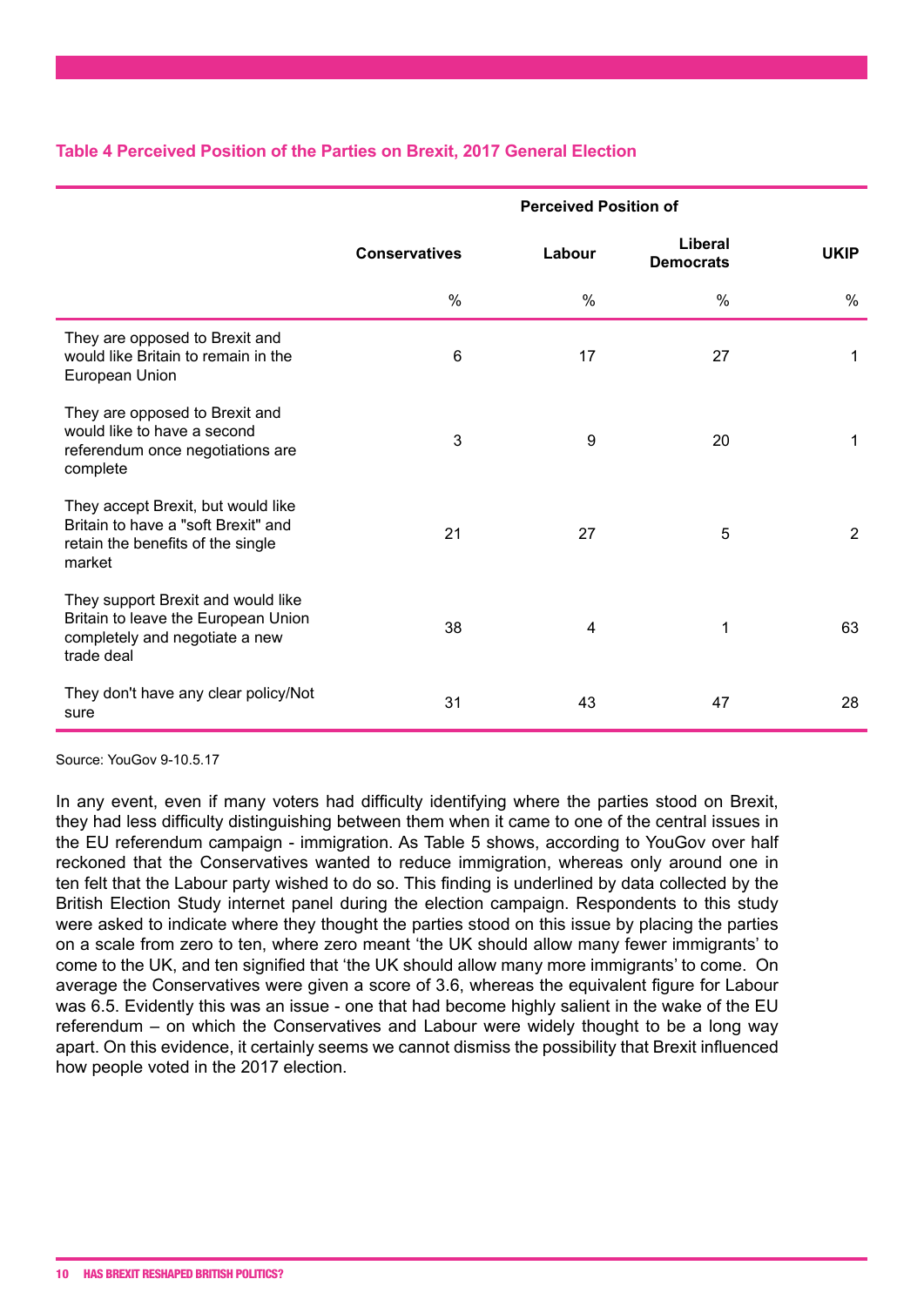**Table 4 Perceived Position of the Parties on Brexit, 2017 General Election**

| | Perceived Position of | | | |
|---|---|---|---|---|
| | Conservatives | Labour | Liberal Democrats | UKIP |
| | % | % | % | % |
| They are opposed to Brexit and would like Britain to remain in the European Union | 6 | 17 | 27 | 1 |
| They are opposed to Brexit and would like to have a second referendum once negotiations are complete | 3 | 9 | 20 | 1 |
| They accept Brexit, but would like Britain to have a "soft Brexit" and retain the benefits of the single market | 21 | 27 | 5 | 2 |
| They support Brexit and would like Britain to leave the European Union completely and negotiate a new trade deal | 38 | 4 | 1 | 63 |
| They don't have any clear policy/Not sure | 31 | 43 | 47 | 28 |

Source: YouGov 9-10.5.17

In any event, even if many voters had difficulty identifying where the parties stood on Brexit, they had less difficulty distinguishing between them when it came to one of the central issues in the EU referendum campaign - immigration. As Table 5 shows, according to YouGov over half reckoned that the Conservatives wanted to reduce immigration, whereas only around one in ten felt that the Labour party wished to do so. This finding is underlined by data collected by the British Election Study internet panel during the election campaign. Respondents to this study were asked to indicate where they thought the parties stood on this issue by placing the parties on a scale from zero to ten, where zero meant 'the UK should allow many fewer immigrants' to come to the UK, and ten signified that 'the UK should allow many more immigrants' to come. On average the Conservatives were given a score of 3.6, whereas the equivalent figure for Labour was 6.5. Evidently this was an issue - one that had become highly salient in the wake of the EU referendum – on which the Conservatives and Labour were widely thought to be a long way apart. On this evidence, it certainly seems we cannot dismiss the possibility that Brexit influenced how people voted in the 2017 election.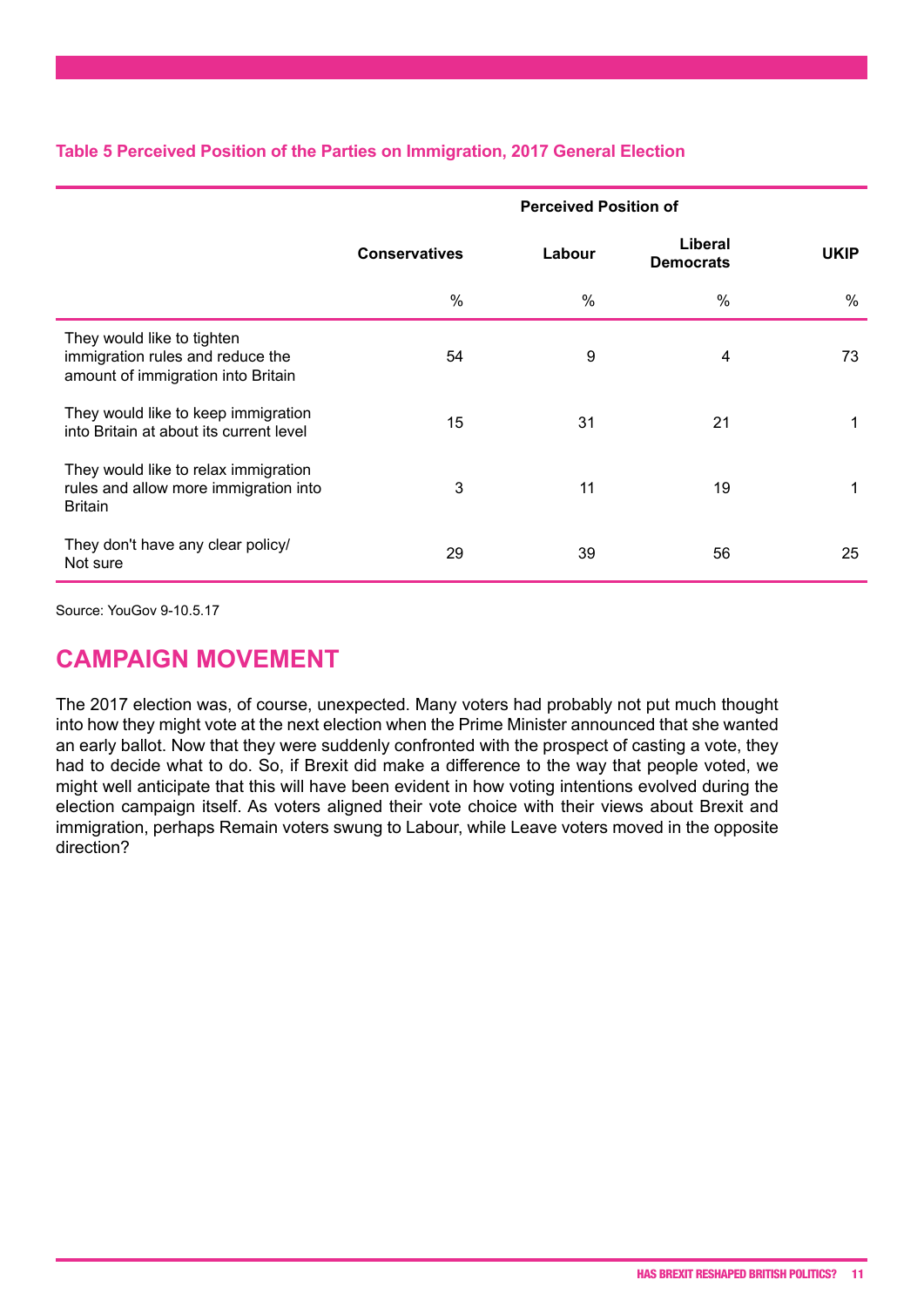**Table 5 Perceived Position of the Parties on Immigration, 2017 General Election**

| | Perceived Position of | | | |
|---|---|---|---|---|
| | Conservatives | Labour | Liberal Democrats | UKIP |
| | % | % | % | % |
| They would like to tighten immigration rules and reduce the amount of immigration into Britain | 54 | 9 | 4 | 73 |
| They would like to keep immigration into Britain at about its current level | 15 | 31 | 21 | 1 |
| They would like to relax immigration rules and allow more immigration into Britain | 3 | 11 | 19 | 1 |
| They don't have any clear policy/ Not sure | 29 | 39 | 56 | 25 |

Source: YouGov 9-10.5.17

## CAMPAIGN MOVEMENT

The 2017 election was, of course, unexpected. Many voters had probably not put much thought into how they might vote at the next election when the Prime Minister announced that she wanted an early ballot. Now that they were suddenly confronted with the prospect of casting a vote, they had to decide what to do. So, if Brexit did make a difference to the way that people voted, we might well anticipate that this will have been evident in how voting intentions evolved during the election campaign itself. As voters aligned their vote choice with their views about Brexit and immigration, perhaps Remain voters swung to Labour, while Leave voters moved in the opposite direction?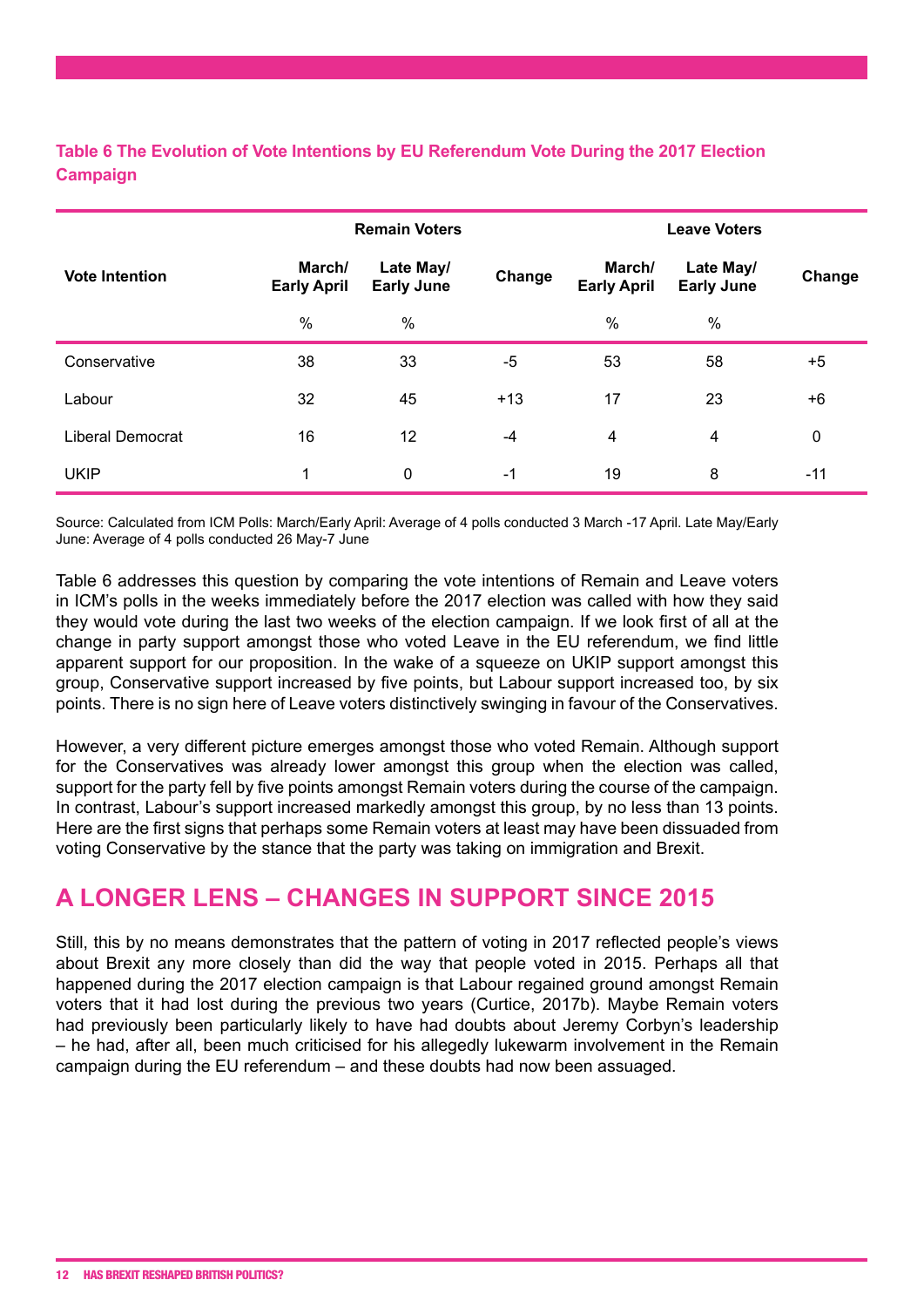**Table 6 The Evolution of Vote Intentions by EU Referendum Vote During the 2017 Election Campaign**

| Vote Intention | Remain Voters | | | Leave Voters | | |
|---|---|---|---|---|---|---|
| | March/ Early April | Late May/ Early June | Change | March/ Early April | Late May/ Early June | Change |
| | % | % | | % | % | |
| Conservative | 38 | 33 | -5 | 53 | 58 | +5 |
| Labour | 32 | 45 | +13 | 17 | 23 | +6 |
| Liberal Democrat | 16 | 12 | -4 | 4 | 4 | 0 |
| UKIP | 1 | 0 | -1 | 19 | 8 | -11 |

Source: Calculated from ICM Polls: March/Early April: Average of 4 polls conducted 3 March -17 April. Late May/Early June: Average of 4 polls conducted 26 May-7 June

Table 6 addresses this question by comparing the vote intentions of Remain and Leave voters in ICM's polls in the weeks immediately before the 2017 election was called with how they said they would vote during the last two weeks of the election campaign. If we look first of all at the change in party support amongst those who voted Leave in the EU referendum, we find little apparent support for our proposition. In the wake of a squeeze on UKIP support amongst this group, Conservative support increased by five points, but Labour support increased too, by six points. There is no sign here of Leave voters distinctively swinging in favour of the Conservatives.

However, a very different picture emerges amongst those who voted Remain. Although support for the Conservatives was already lower amongst this group when the election was called, support for the party fell by five points amongst Remain voters during the course of the campaign. In contrast, Labour's support increased markedly amongst this group, by no less than 13 points. Here are the first signs that perhaps some Remain voters at least may have been dissuaded from voting Conservative by the stance that the party was taking on immigration and Brexit.

## A LONGER LENS – CHANGES IN SUPPORT SINCE 2015

Still, this by no means demonstrates that the pattern of voting in 2017 reflected people's views about Brexit any more closely than did the way that people voted in 2015. Perhaps all that happened during the 2017 election campaign is that Labour regained ground amongst Remain voters that it had lost during the previous two years (Curtice, 2017b). Maybe Remain voters had previously been particularly likely to have had doubts about Jeremy Corbyn's leadership – he had, after all, been much criticised for his allegedly lukewarm involvement in the Remain campaign during the EU referendum – and these doubts had now been assuaged.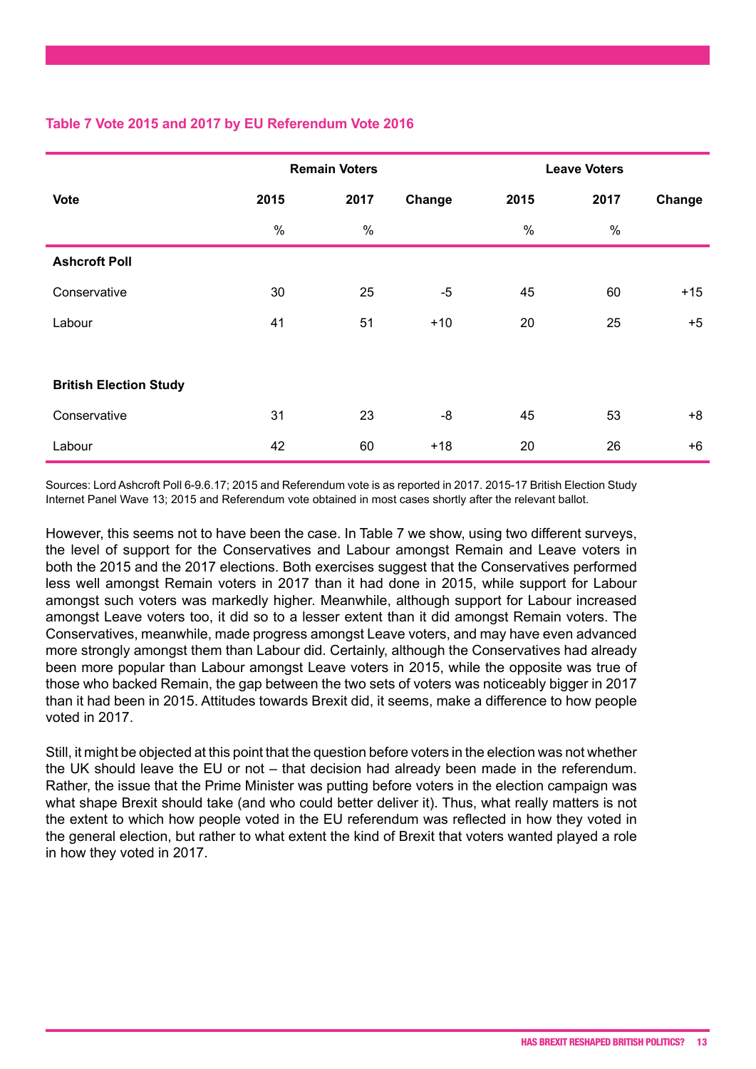**Table 7 Vote 2015 and 2017 by EU Referendum Vote 2016**

| | Remain Voters | | | Leave Voters | | |
|---|---|---|---|---|---|---|
| Vote | 2015 | 2017 | Change | 2015 | 2017 | Change |
| | % | % | | % | % | |
| **Ashcroft Poll** | | | | | | |
| Conservative | 30 | 25 | -5 | 45 | 60 | +15 |
| Labour | 41 | 51 | +10 | 20 | 25 | +5 |
| **British Election Study** | | | | | | |
| Conservative | 31 | 23 | -8 | 45 | 53 | +8 |
| Labour | 42 | 60 | +18 | 20 | 26 | +6 |

Sources: Lord Ashcroft Poll 6-9.6.17; 2015 and Referendum vote is as reported in 2017. 2015-17 British Election Study Internet Panel Wave 13; 2015 and Referendum vote obtained in most cases shortly after the relevant ballot.

However, this seems not to have been the case. In Table 7 we show, using two different surveys, the level of support for the Conservatives and Labour amongst Remain and Leave voters in both the 2015 and the 2017 elections. Both exercises suggest that the Conservatives performed less well amongst Remain voters in 2017 than it had done in 2015, while support for Labour amongst such voters was markedly higher. Meanwhile, although support for Labour increased amongst Leave voters too, it did so to a lesser extent than it did amongst Remain voters. The Conservatives, meanwhile, made progress amongst Leave voters, and may have even advanced more strongly amongst them than Labour did. Certainly, although the Conservatives had already been more popular than Labour amongst Leave voters in 2015, while the opposite was true of those who backed Remain, the gap between the two sets of voters was noticeably bigger in 2017 than it had been in 2015. Attitudes towards Brexit did, it seems, make a difference to how people voted in 2017.

Still, it might be objected at this point that the question before voters in the election was not whether the UK should leave the EU or not – that decision had already been made in the referendum. Rather, the issue that the Prime Minister was putting before voters in the election campaign was what shape Brexit should take (and who could better deliver it). Thus, what really matters is not the extent to which how people voted in the EU referendum was reflected in how they voted in the general election, but rather to what extent the kind of Brexit that voters wanted played a role in how they voted in 2017.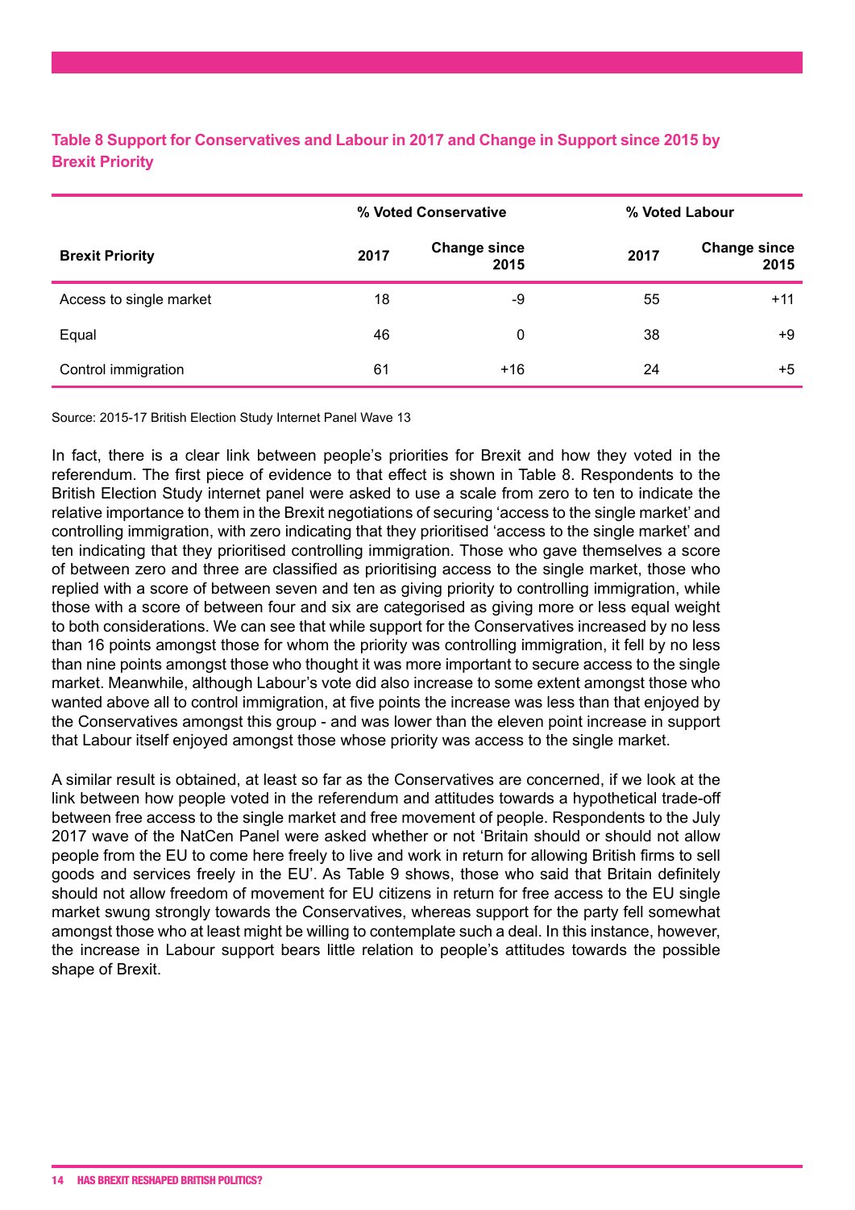**Table 8 Support for Conservatives and Labour in 2017 and Change in Support since 2015 by Brexit Priority**

| | % Voted Conservative | | % Voted Labour | |
|---|---|---|---|---|
| **Brexit Priority** | **2017** | **Change since 2015** | **2017** | **Change since 2015** |
| Access to single market | 18 | -9 | 55 | +11 |
| Equal | 46 | 0 | 38 | +9 |
| Control immigration | 61 | +16 | 24 | +5 |

Source: 2015-17 British Election Study Internet Panel Wave 13

In fact, there is a clear link between people's priorities for Brexit and how they voted in the referendum. The first piece of evidence to that effect is shown in Table 8. Respondents to the British Election Study internet panel were asked to use a scale from zero to ten to indicate the relative importance to them in the Brexit negotiations of securing 'access to the single market' and controlling immigration, with zero indicating that they prioritised 'access to the single market' and ten indicating that they prioritised controlling immigration. Those who gave themselves a score of between zero and three are classified as prioritising access to the single market, those who replied with a score of between seven and ten as giving priority to controlling immigration, while those with a score of between four and six are categorised as giving more or less equal weight to both considerations. We can see that while support for the Conservatives increased by no less than 16 points amongst those for whom the priority was controlling immigration, it fell by no less than nine points amongst those who thought it was more important to secure access to the single market. Meanwhile, although Labour's vote did also increase to some extent amongst those who wanted above all to control immigration, at five points the increase was less than that enjoyed by the Conservatives amongst this group - and was lower than the eleven point increase in support that Labour itself enjoyed amongst those whose priority was access to the single market.

A similar result is obtained, at least so far as the Conservatives are concerned, if we look at the link between how people voted in the referendum and attitudes towards a hypothetical trade-off between free access to the single market and free movement of people. Respondents to the July 2017 wave of the NatCen Panel were asked whether or not 'Britain should or should not allow people from the EU to come here freely to live and work in return for allowing British firms to sell goods and services freely in the EU'. As Table 9 shows, those who said that Britain definitely should not allow freedom of movement for EU citizens in return for free access to the EU single market swung strongly towards the Conservatives, whereas support for the party fell somewhat amongst those who at least might be willing to contemplate such a deal. In this instance, however, the increase in Labour support bears little relation to people's attitudes towards the possible shape of Brexit.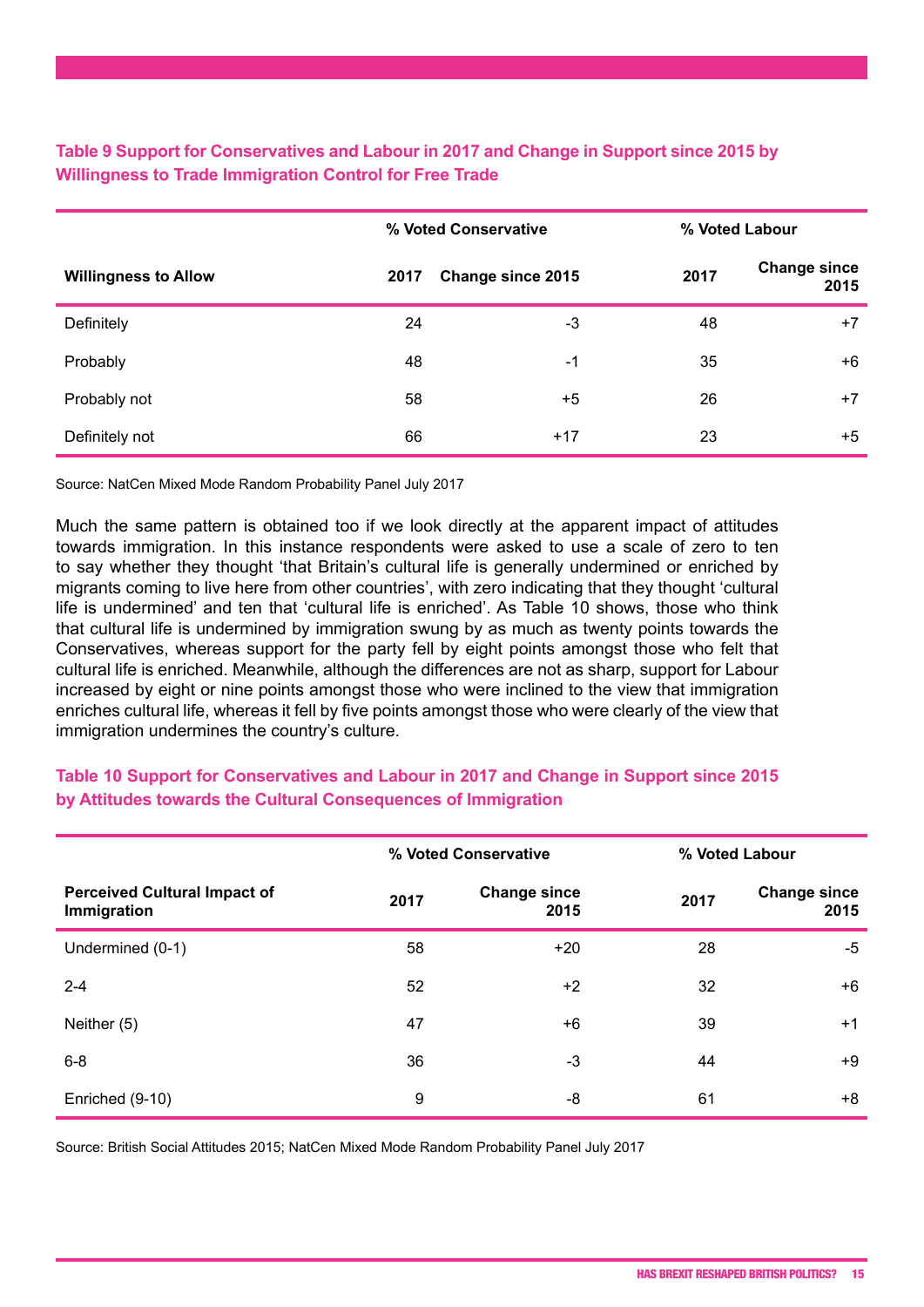**Table 9 Support for Conservatives and Labour in 2017 and Change in Support since 2015 by Willingness to Trade Immigration Control for Free Trade**

| | % Voted Conservative | | % Voted Labour | |
|---|---|---|---|---|
| **Willingness to Allow** | **2017** | **Change since 2015** | **2017** | **Change since 2015** |
| Definitely | 24 | -3 | 48 | +7 |
| Probably | 48 | -1 | 35 | +6 |
| Probably not | 58 | +5 | 26 | +7 |
| Definitely not | 66 | +17 | 23 | +5 |

Source: NatCen Mixed Mode Random Probability Panel July 2017

Much the same pattern is obtained too if we look directly at the apparent impact of attitudes towards immigration. In this instance respondents were asked to use a scale of zero to ten to say whether they thought 'that Britain's cultural life is generally undermined or enriched by migrants coming to live here from other countries', with zero indicating that they thought 'cultural life is undermined' and ten that 'cultural life is enriched'. As Table 10 shows, those who think that cultural life is undermined by immigration swung by as much as twenty points towards the Conservatives, whereas support for the party fell by eight points amongst those who felt that cultural life is enriched. Meanwhile, although the differences are not as sharp, support for Labour increased by eight or nine points amongst those who were inclined to the view that immigration enriches cultural life, whereas it fell by five points amongst those who were clearly of the view that immigration undermines the country's culture.

**Table 10 Support for Conservatives and Labour in 2017 and Change in Support since 2015 by Attitudes towards the Cultural Consequences of Immigration**

| | % Voted Conservative | | % Voted Labour | |
|---|---|---|---|---|
| **Perceived Cultural Impact of Immigration** | **2017** | **Change since 2015** | **2017** | **Change since 2015** |
| Undermined (0-1) | 58 | +20 | 28 | -5 |
| 2-4 | 52 | +2 | 32 | +6 |
| Neither (5) | 47 | +6 | 39 | +1 |
| 6-8 | 36 | -3 | 44 | +9 |
| Enriched (9-10) | 9 | -8 | 61 | +8 |

Source: British Social Attitudes 2015; NatCen Mixed Mode Random Probability Panel July 2017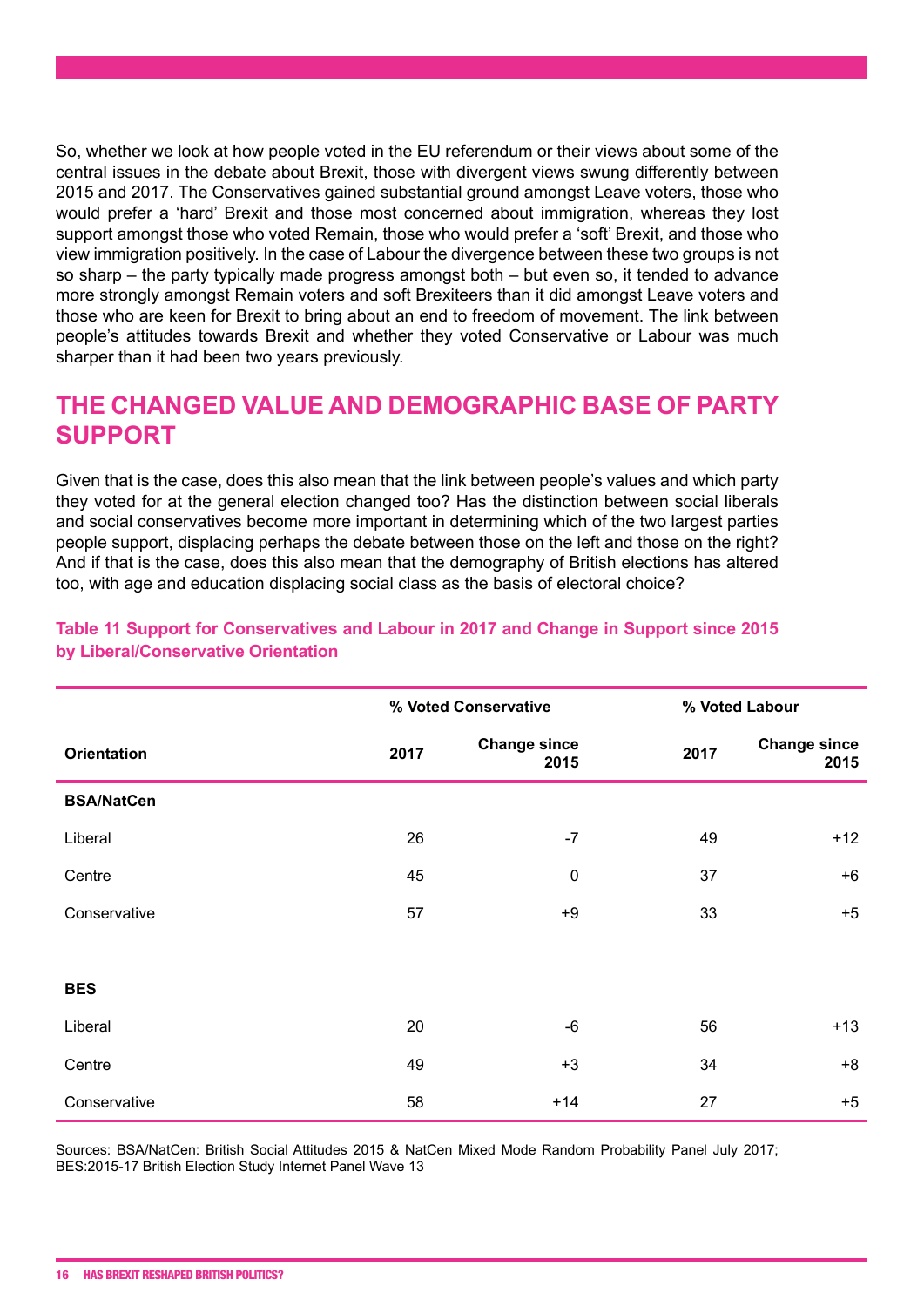So, whether we look at how people voted in the EU referendum or their views about some of the central issues in the debate about Brexit, those with divergent views swung differently between 2015 and 2017. The Conservatives gained substantial ground amongst Leave voters, those who would prefer a 'hard' Brexit and those most concerned about immigration, whereas they lost support amongst those who voted Remain, those who would prefer a 'soft' Brexit, and those who view immigration positively. In the case of Labour the divergence between these two groups is not so sharp – the party typically made progress amongst both – but even so, it tended to advance more strongly amongst Remain voters and soft Brexiteers than it did amongst Leave voters and those who are keen for Brexit to bring about an end to freedom of movement. The link between people's attitudes towards Brexit and whether they voted Conservative or Labour was much sharper than it had been two years previously.

## THE CHANGED VALUE AND DEMOGRAPHIC BASE OF PARTY SUPPORT

Given that is the case, does this also mean that the link between people's values and which party they voted for at the general election changed too? Has the distinction between social liberals and social conservatives become more important in determining which of the two largest parties people support, displacing perhaps the debate between those on the left and those on the right? And if that is the case, does this also mean that the demography of British elections has altered too, with age and education displacing social class as the basis of electoral choice?

**Table 11 Support for Conservatives and Labour in 2017 and Change in Support since 2015 by Liberal/Conservative Orientation**

| | % Voted Conservative | | % Voted Labour | |
|---|---|---|---|---|
| **Orientation** | **2017** | **Change since 2015** | **2017** | **Change since 2015** |
| **BSA/NatCen** | | | | |
| Liberal | 26 | -7 | 49 | +12 |
| Centre | 45 | 0 | 37 | +6 |
| Conservative | 57 | +9 | 33 | +5 |
| **BES** | | | | |
| Liberal | 20 | -6 | 56 | +13 |
| Centre | 49 | +3 | 34 | +8 |
| Conservative | 58 | +14 | 27 | +5 |

Sources: BSA/NatCen: British Social Attitudes 2015 & NatCen Mixed Mode Random Probability Panel July 2017; BES:2015-17 British Election Study Internet Panel Wave 13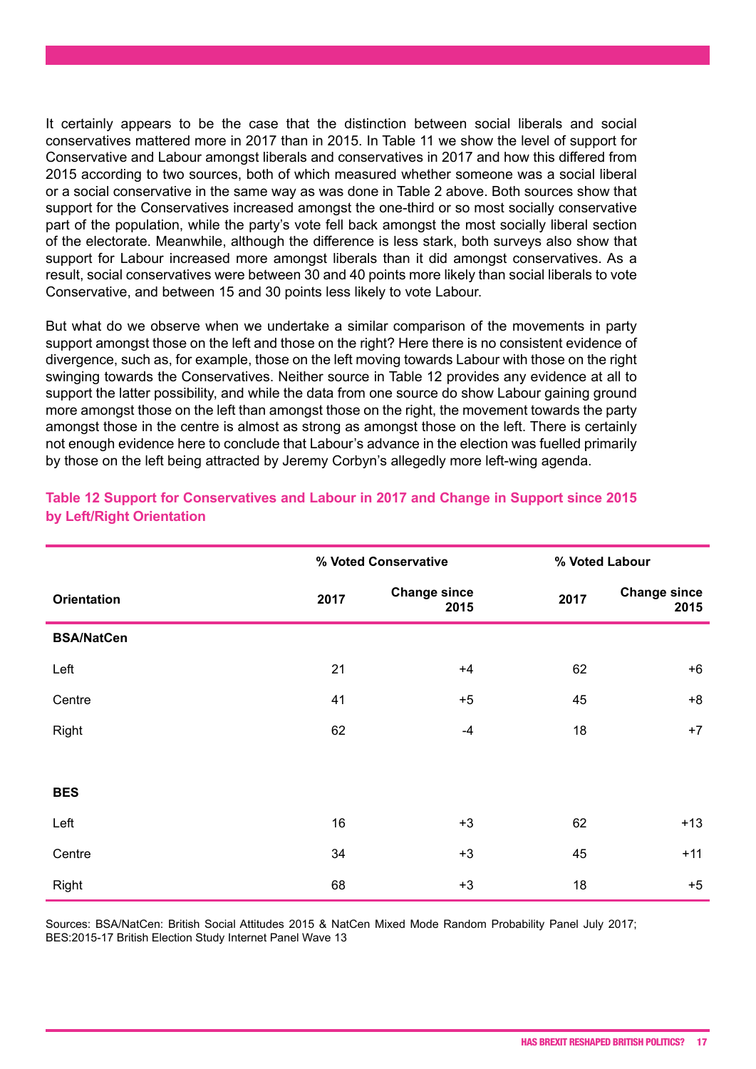It certainly appears to be the case that the distinction between social liberals and social conservatives mattered more in 2017 than in 2015. In Table 11 we show the level of support for Conservative and Labour amongst liberals and conservatives in 2017 and how this differed from 2015 according to two sources, both of which measured whether someone was a social liberal or a social conservative in the same way as was done in Table 2 above. Both sources show that support for the Conservatives increased amongst the one-third or so most socially conservative part of the population, while the party's vote fell back amongst the most socially liberal section of the electorate. Meanwhile, although the difference is less stark, both surveys also show that support for Labour increased more amongst liberals than it did amongst conservatives. As a result, social conservatives were between 30 and 40 points more likely than social liberals to vote Conservative, and between 15 and 30 points less likely to vote Labour.

But what do we observe when we undertake a similar comparison of the movements in party support amongst those on the left and those on the right? Here there is no consistent evidence of divergence, such as, for example, those on the left moving towards Labour with those on the right swinging towards the Conservatives. Neither source in Table 12 provides any evidence at all to support the latter possibility, and while the data from one source do show Labour gaining ground more amongst those on the left than amongst those on the right, the movement towards the party amongst those in the centre is almost as strong as amongst those on the left. There is certainly not enough evidence here to conclude that Labour's advance in the election was fuelled primarily by those on the left being attracted by Jeremy Corbyn's allegedly more left-wing agenda.

### Table 12 Support for Conservatives and Labour in 2017 and Change in Support since 2015 by Left/Right Orientation

| | % Voted Conservative | | % Voted Labour | |
|---|---|---|---|---|
| **Orientation** | **2017** | **Change since 2015** | **2017** | **Change since 2015** |
| **BSA/NatCen** | | | | |
| Left | 21 | +4 | 62 | +6 |
| Centre | 41 | +5 | 45 | +8 |
| Right | 62 | -4 | 18 | +7 |
| **BES** | | | | |
| Left | 16 | +3 | 62 | +13 |
| Centre | 34 | +3 | 45 | +11 |
| Right | 68 | +3 | 18 | +5 |

Sources: BSA/NatCen: British Social Attitudes 2015 & NatCen Mixed Mode Random Probability Panel July 2017; BES:2015-17 British Election Study Internet Panel Wave 13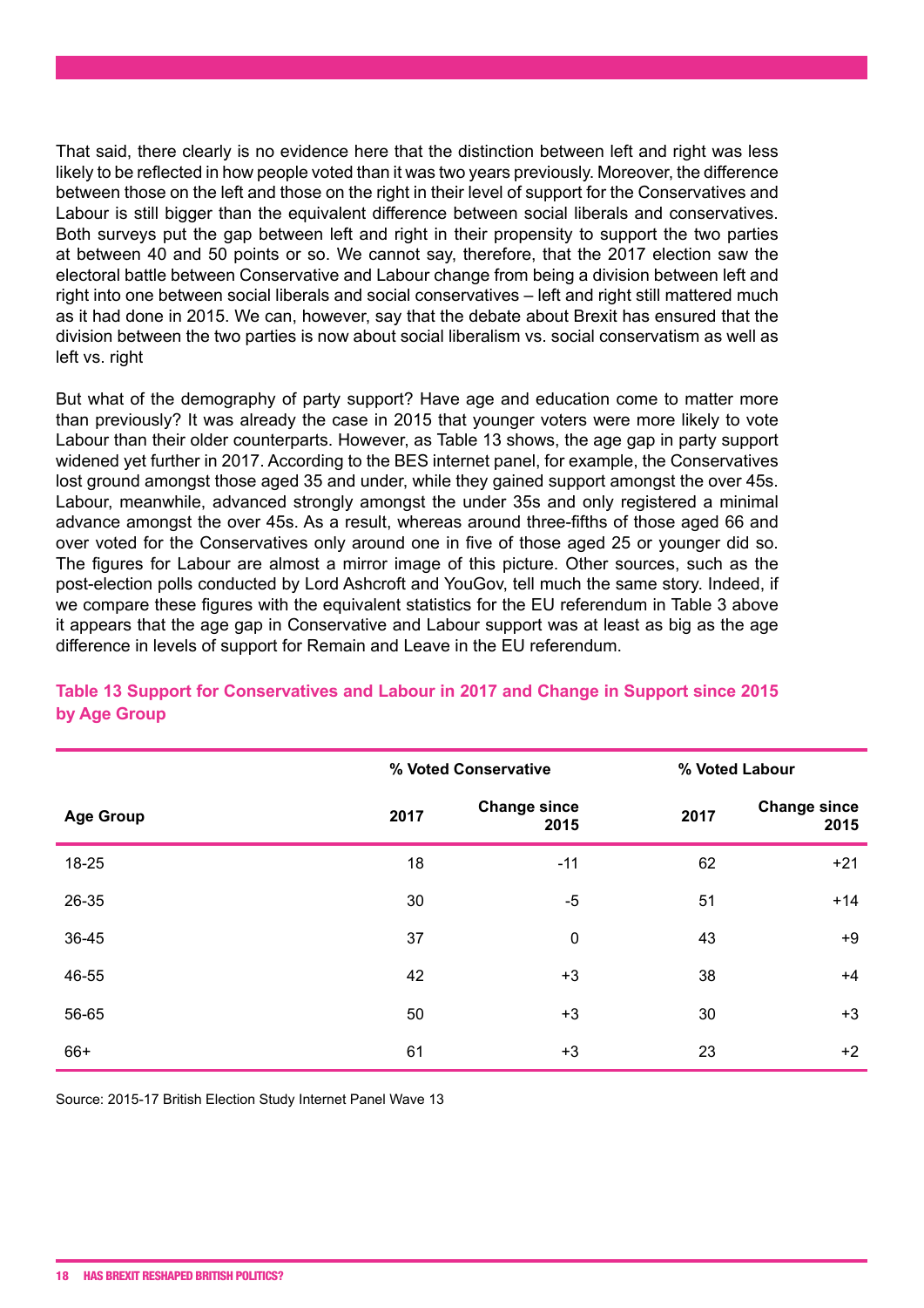That said, there clearly is no evidence here that the distinction between left and right was less likely to be reflected in how people voted than it was two years previously. Moreover, the difference between those on the left and those on the right in their level of support for the Conservatives and Labour is still bigger than the equivalent difference between social liberals and conservatives. Both surveys put the gap between left and right in their propensity to support the two parties at between 40 and 50 points or so. We cannot say, therefore, that the 2017 election saw the electoral battle between Conservative and Labour change from being a division between left and right into one between social liberals and social conservatives – left and right still mattered much as it had done in 2015. We can, however, say that the debate about Brexit has ensured that the division between the two parties is now about social liberalism vs. social conservatism as well as left vs. right

But what of the demography of party support? Have age and education come to matter more than previously? It was already the case in 2015 that younger voters were more likely to vote Labour than their older counterparts. However, as Table 13 shows, the age gap in party support widened yet further in 2017. According to the BES internet panel, for example, the Conservatives lost ground amongst those aged 35 and under, while they gained support amongst the over 45s. Labour, meanwhile, advanced strongly amongst the under 35s and only registered a minimal advance amongst the over 45s. As a result, whereas around three-fifths of those aged 66 and over voted for the Conservatives only around one in five of those aged 25 or younger did so. The figures for Labour are almost a mirror image of this picture. Other sources, such as the post-election polls conducted by Lord Ashcroft and YouGov, tell much the same story. Indeed, if we compare these figures with the equivalent statistics for the EU referendum in Table 3 above it appears that the age gap in Conservative and Labour support was at least as big as the age difference in levels of support for Remain and Leave in the EU referendum.

**Table 13 Support for Conservatives and Labour in 2017 and Change in Support since 2015 by Age Group**

| | % Voted Conservative | | % Voted Labour | |
|---|---|---|---|---|
| **Age Group** | **2017** | **Change since 2015** | **2017** | **Change since 2015** |
| 18-25 | 18 | -11 | 62 | +21 |
| 26-35 | 30 | -5 | 51 | +14 |
| 36-45 | 37 | 0 | 43 | +9 |
| 46-55 | 42 | +3 | 38 | +4 |
| 56-65 | 50 | +3 | 30 | +3 |
| 66+ | 61 | +3 | 23 | +2 |

Source: 2015-17 British Election Study Internet Panel Wave 13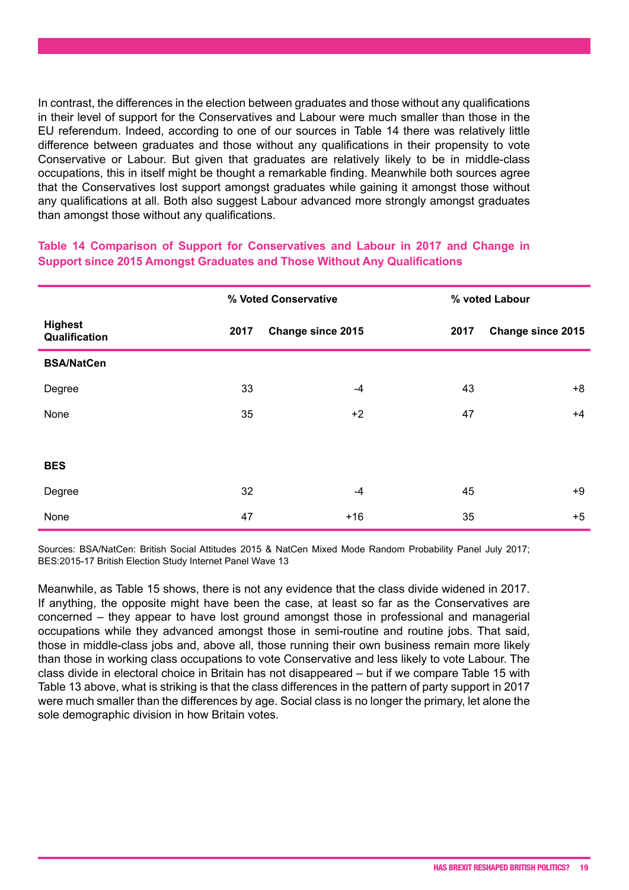In contrast, the differences in the election between graduates and those without any qualifications in their level of support for the Conservatives and Labour were much smaller than those in the EU referendum. Indeed, according to one of our sources in Table 14 there was relatively little difference between graduates and those without any qualifications in their propensity to vote Conservative or Labour. But given that graduates are relatively likely to be in middle-class occupations, this in itself might be thought a remarkable finding. Meanwhile both sources agree that the Conservatives lost support amongst graduates while gaining it amongst those without any qualifications at all. Both also suggest Labour advanced more strongly amongst graduates than amongst those without any qualifications.

**Table 14 Comparison of Support for Conservatives and Labour in 2017 and Change in Support since 2015 Amongst Graduates and Those Without Any Qualifications**

| | % Voted Conservative | | % voted Labour | |
|---|---|---|---|---|
| **Highest Qualification** | **2017** | **Change since 2015** | **2017** | **Change since 2015** |
| **BSA/NatCen** | | | | |
| Degree | 33 | -4 | 43 | +8 |
| None | 35 | +2 | 47 | +4 |
| **BES** | | | | |
| Degree | 32 | -4 | 45 | +9 |
| None | 47 | +16 | 35 | +5 |

Sources: BSA/NatCen: British Social Attitudes 2015 & NatCen Mixed Mode Random Probability Panel July 2017; BES:2015-17 British Election Study Internet Panel Wave 13

Meanwhile, as Table 15 shows, there is not any evidence that the class divide widened in 2017. If anything, the opposite might have been the case, at least so far as the Conservatives are concerned – they appear to have lost ground amongst those in professional and managerial occupations while they advanced amongst those in semi-routine and routine jobs. That said, those in middle-class jobs and, above all, those running their own business remain more likely than those in working class occupations to vote Conservative and less likely to vote Labour. The class divide in electoral choice in Britain has not disappeared – but if we compare Table 15 with Table 13 above, what is striking is that the class differences in the pattern of party support in 2017 were much smaller than the differences by age. Social class is no longer the primary, let alone the sole demographic division in how Britain votes.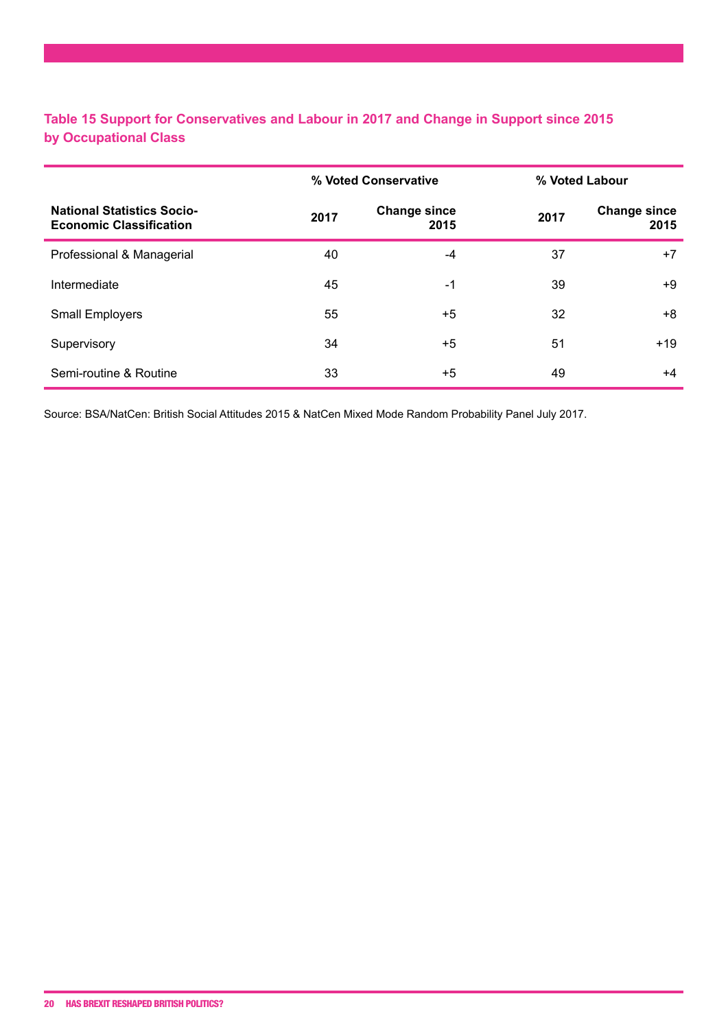**Table 15 Support for Conservatives and Labour in 2017 and Change in Support since 2015 by Occupational Class**

| | % Voted Conservative | | % Voted Labour | |
|---|---|---|---|---|
| **National Statistics Socio-Economic Classification** | **2017** | **Change since 2015** | **2017** | **Change since 2015** |
| Professional & Managerial | 40 | -4 | 37 | +7 |
| Intermediate | 45 | -1 | 39 | +9 |
| Small Employers | 55 | +5 | 32 | +8 |
| Supervisory | 34 | +5 | 51 | +19 |
| Semi-routine & Routine | 33 | +5 | 49 | +4 |

Source: BSA/NatCen: British Social Attitudes 2015 & NatCen Mixed Mode Random Probability Panel July 2017.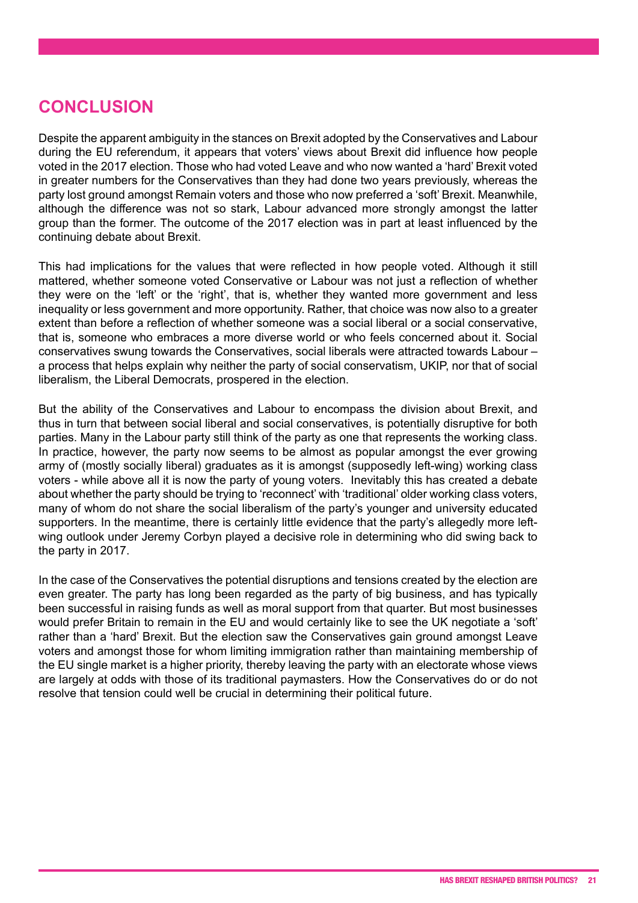## CONCLUSION

Despite the apparent ambiguity in the stances on Brexit adopted by the Conservatives and Labour during the EU referendum, it appears that voters' views about Brexit did influence how people voted in the 2017 election. Those who had voted Leave and who now wanted a 'hard' Brexit voted in greater numbers for the Conservatives than they had done two years previously, whereas the party lost ground amongst Remain voters and those who now preferred a 'soft' Brexit. Meanwhile, although the difference was not so stark, Labour advanced more strongly amongst the latter group than the former. The outcome of the 2017 election was in part at least influenced by the continuing debate about Brexit.

This had implications for the values that were reflected in how people voted. Although it still mattered, whether someone voted Conservative or Labour was not just a reflection of whether they were on the 'left' or the 'right', that is, whether they wanted more government and less inequality or less government and more opportunity. Rather, that choice was now also to a greater extent than before a reflection of whether someone was a social liberal or a social conservative, that is, someone who embraces a more diverse world or who feels concerned about it. Social conservatives swung towards the Conservatives, social liberals were attracted towards Labour – a process that helps explain why neither the party of social conservatism, UKIP, nor that of social liberalism, the Liberal Democrats, prospered in the election.

But the ability of the Conservatives and Labour to encompass the division about Brexit, and thus in turn that between social liberal and social conservatives, is potentially disruptive for both parties. Many in the Labour party still think of the party as one that represents the working class. In practice, however, the party now seems to be almost as popular amongst the ever growing army of (mostly socially liberal) graduates as it is amongst (supposedly left-wing) working class voters - while above all it is now the party of young voters. Inevitably this has created a debate about whether the party should be trying to 'reconnect' with 'traditional' older working class voters, many of whom do not share the social liberalism of the party's younger and university educated supporters. In the meantime, there is certainly little evidence that the party's allegedly more left-wing outlook under Jeremy Corbyn played a decisive role in determining who did swing back to the party in 2017.

In the case of the Conservatives the potential disruptions and tensions created by the election are even greater. The party has long been regarded as the party of big business, and has typically been successful in raising funds as well as moral support from that quarter. But most businesses would prefer Britain to remain in the EU and would certainly like to see the UK negotiate a 'soft' rather than a 'hard' Brexit. But the election saw the Conservatives gain ground amongst Leave voters and amongst those for whom limiting immigration rather than maintaining membership of the EU single market is a higher priority, thereby leaving the party with an electorate whose views are largely at odds with those of its traditional paymasters. How the Conservatives do or do not resolve that tension could well be crucial in determining their political future.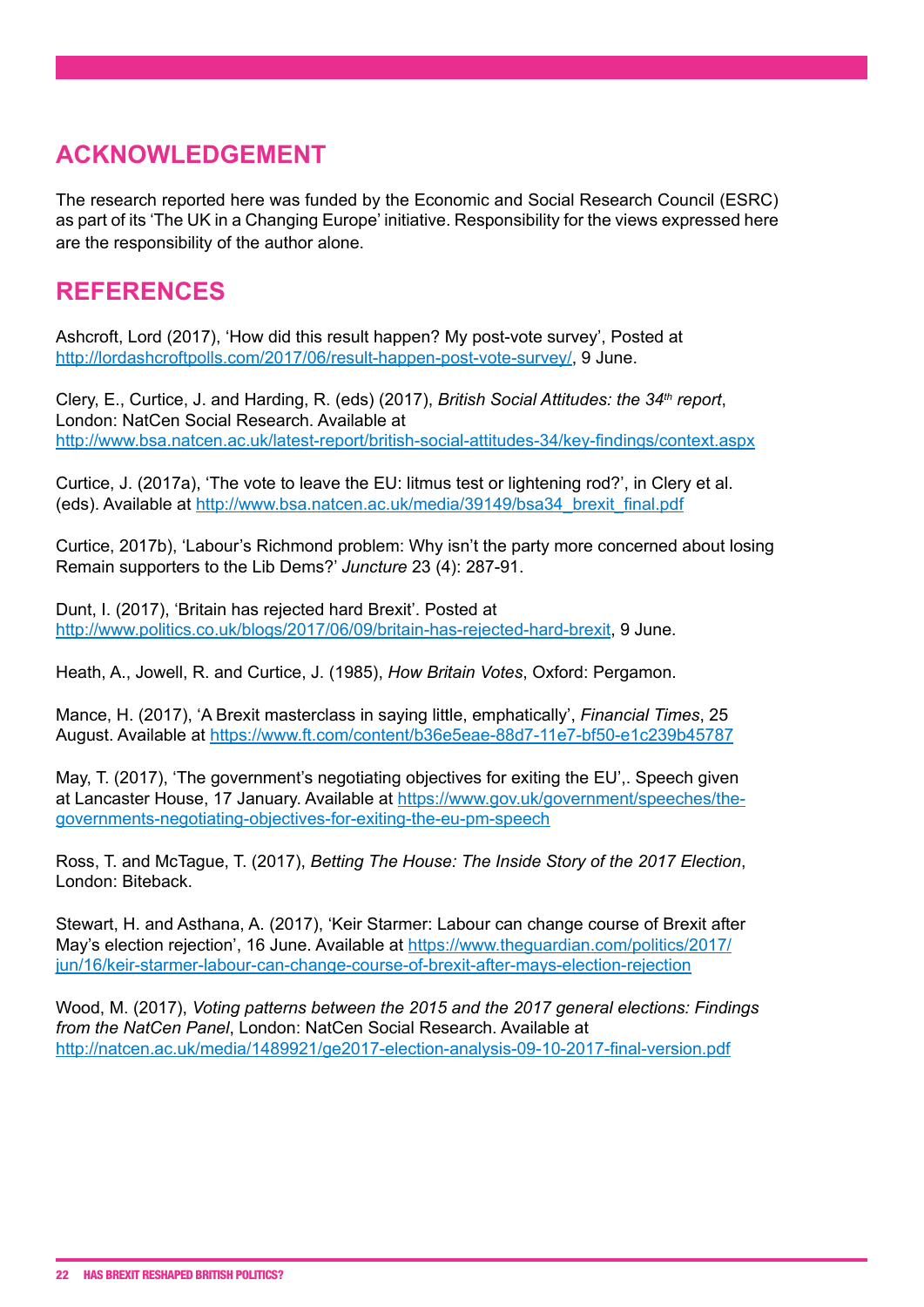## ACKNOWLEDGEMENT

The research reported here was funded by the Economic and Social Research Council (ESRC) as part of its 'The UK in a Changing Europe' initiative. Responsibility for the views expressed here are the responsibility of the author alone.

## REFERENCES

Ashcroft, Lord (2017), 'How did this result happen? My post-vote survey', Posted at http://lordashcroftpolls.com/2017/06/result-happen-post-vote-survey/, 9 June.

Clery, E., Curtice, J. and Harding, R. (eds) (2017), *British Social Attitudes: the 34th report*, London: NatCen Social Research. Available at http://www.bsa.natcen.ac.uk/latest-report/british-social-attitudes-34/key-findings/context.aspx

Curtice, J. (2017a), 'The vote to leave the EU: litmus test or lightening rod?', in Clery et al. (eds). Available at http://www.bsa.natcen.ac.uk/media/39149/bsa34_brexit_final.pdf

Curtice, 2017b), 'Labour's Richmond problem: Why isn't the party more concerned about losing Remain supporters to the Lib Dems?' *Juncture* 23 (4): 287-91.

Dunt, I. (2017), 'Britain has rejected hard Brexit'. Posted at http://www.politics.co.uk/blogs/2017/06/09/britain-has-rejected-hard-brexit, 9 June.

Heath, A., Jowell, R. and Curtice, J. (1985), *How Britain Votes*, Oxford: Pergamon.

Mance, H. (2017), 'A Brexit masterclass in saying little, emphatically', *Financial Times*, 25 August. Available at https://www.ft.com/content/b36e5eae-88d7-11e7-bf50-e1c239b45787

May, T. (2017), 'The government's negotiating objectives for exiting the EU',. Speech given at Lancaster House, 17 January. Available at https://www.gov.uk/government/speeches/the-governments-negotiating-objectives-for-exiting-the-eu-pm-speech

Ross, T. and McTague, T. (2017), *Betting The House: The Inside Story of the 2017 Election*, London: Biteback.

Stewart, H. and Asthana, A. (2017), 'Keir Starmer: Labour can change course of Brexit after May's election rejection', 16 June. Available at https://www.theguardian.com/politics/2017/jun/16/keir-starmer-labour-can-change-course-of-brexit-after-mays-election-rejection

Wood, M. (2017), *Voting patterns between the 2015 and the 2017 general elections: Findings from the NatCen Panel*, London: NatCen Social Research. Available at http://natcen.ac.uk/media/1489921/ge2017-election-analysis-09-10-2017-final-version.pdf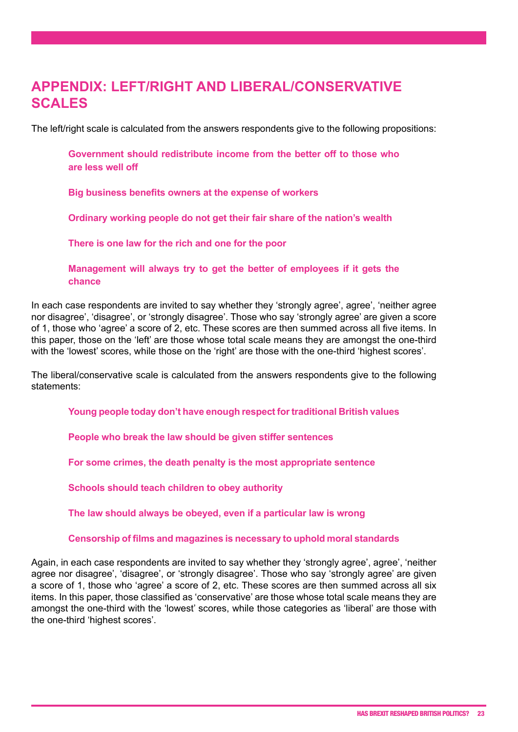## APPENDIX: LEFT/RIGHT AND LIBERAL/CONSERVATIVE SCALES

The left/right scale is calculated from the answers respondents give to the following propositions:

> **Government should redistribute income from the better off to those who are less well off**
>
> **Big business benefits owners at the expense of workers**
>
> **Ordinary working people do not get their fair share of the nation's wealth**
>
> **There is one law for the rich and one for the poor**
>
> **Management will always try to get the better of employees if it gets the chance**

In each case respondents are invited to say whether they 'strongly agree', agree', 'neither agree nor disagree', 'disagree', or 'strongly disagree'. Those who say 'strongly agree' are given a score of 1, those who 'agree' a score of 2, etc. These scores are then summed across all five items. In this paper, those on the 'left' are those whose total scale means they are amongst the one-third with the 'lowest' scores, while those on the 'right' are those with the one-third 'highest scores'.

The liberal/conservative scale is calculated from the answers respondents give to the following statements:

> **Young people today don't have enough respect for traditional British values**
>
> **People who break the law should be given stiffer sentences**
>
> **For some crimes, the death penalty is the most appropriate sentence**
>
> **Schools should teach children to obey authority**
>
> **The law should always be obeyed, even if a particular law is wrong**
>
> **Censorship of films and magazines is necessary to uphold moral standards**

Again, in each case respondents are invited to say whether they 'strongly agree', agree', 'neither agree nor disagree', 'disagree', or 'strongly disagree'. Those who say 'strongly agree' are given a score of 1, those who 'agree' a score of 2, etc. These scores are then summed across all six items. In this paper, those classified as 'conservative' are those whose total scale means they are amongst the one-third with the 'lowest' scores, while those categories as 'liberal' are those with the one-third 'highest scores'.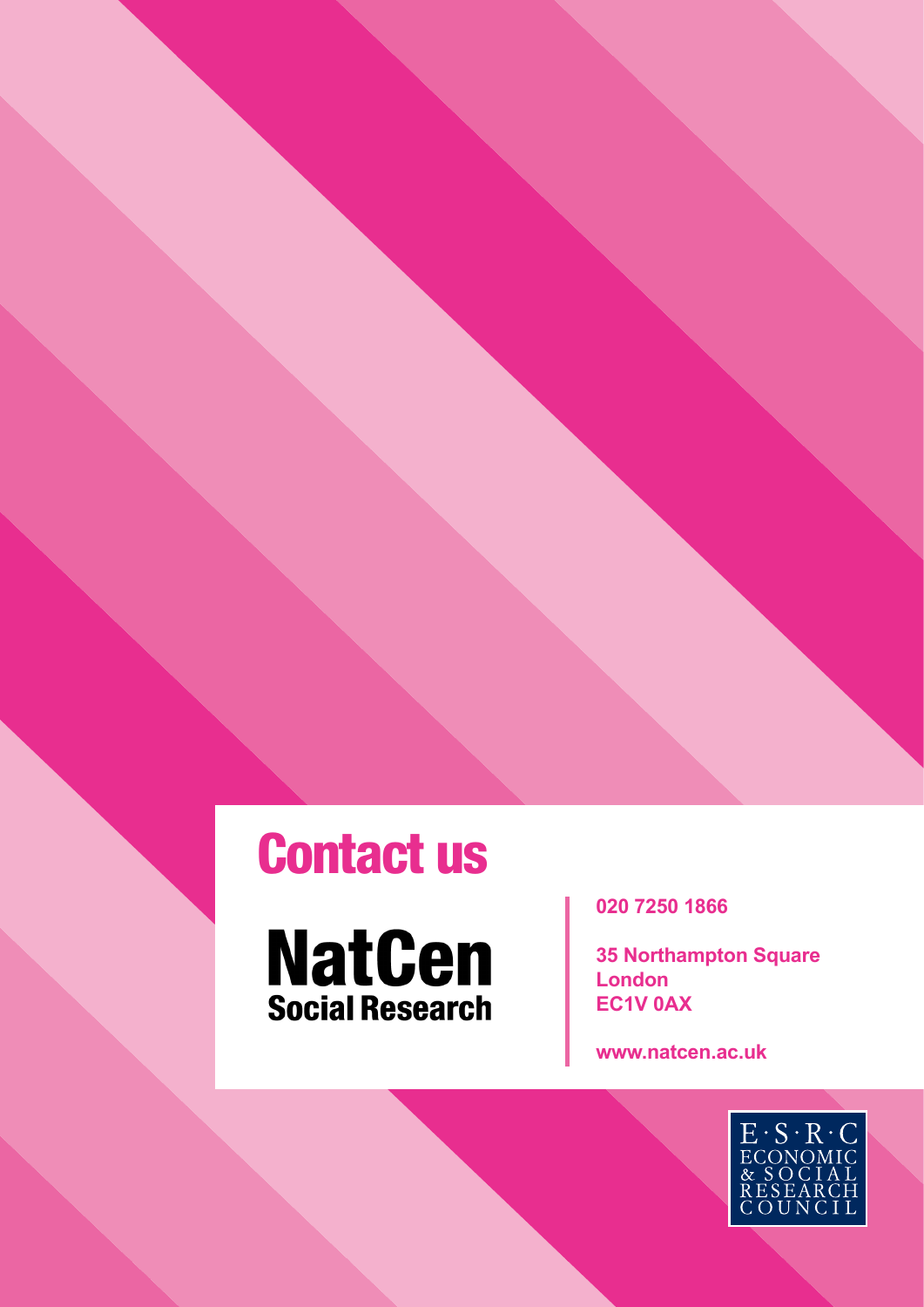# Contact us

NatCen Social Research

**020 7250 1866**

**35 Northampton Square**
**London**
**EC1V 0AX**

**www.natcen.ac.uk**

E·S·R·C ECONOMIC & SOCIAL RESEARCH COUNCIL